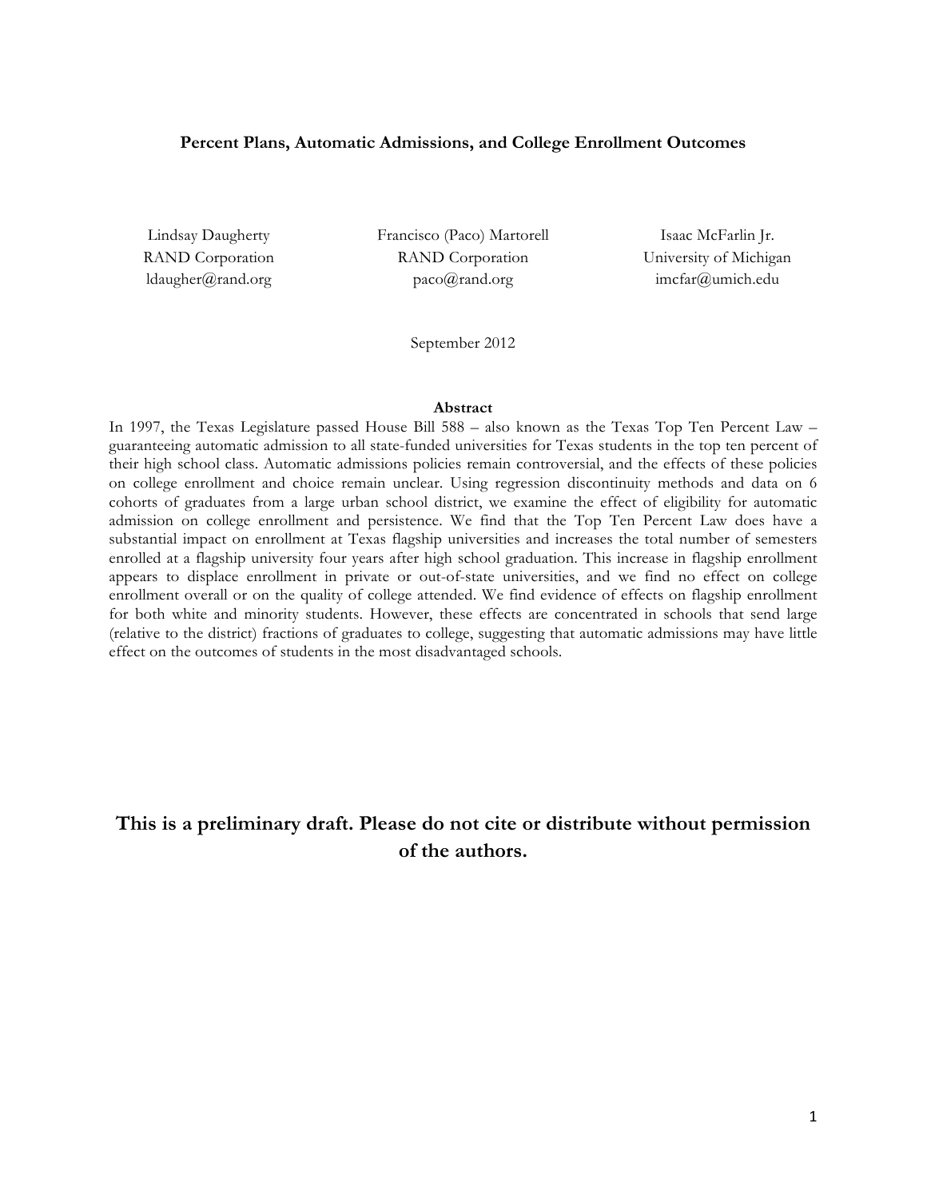**Percent Plans, Automatic Admissions, and College Enrollment Outcomes**

Lindsay Daugherty
RAND Corporation
ldaugher@rand.org

Francisco (Paco) Martorell
RAND Corporation
paco@rand.org

Isaac McFarlin Jr.
University of Michigan
imcfar@umich.edu

September 2012

**Abstract**

In 1997, the Texas Legislature passed House Bill 588 – also known as the Texas Top Ten Percent Law – guaranteeing automatic admission to all state-funded universities for Texas students in the top ten percent of their high school class. Automatic admissions policies remain controversial, and the effects of these policies on college enrollment and choice remain unclear. Using regression discontinuity methods and data on 6 cohorts of graduates from a large urban school district, we examine the effect of eligibility for automatic admission on college enrollment and persistence. We find that the Top Ten Percent Law does have a substantial impact on enrollment at Texas flagship universities and increases the total number of semesters enrolled at a flagship university four years after high school graduation. This increase in flagship enrollment appears to displace enrollment in private or out-of-state universities, and we find no effect on college enrollment overall or on the quality of college attended. We find evidence of effects on flagship enrollment for both white and minority students. However, these effects are concentrated in schools that send large (relative to the district) fractions of graduates to college, suggesting that automatic admissions may have little effect on the outcomes of students in the most disadvantaged schools.

**This is a preliminary draft. Please do not cite or distribute without permission of the authors.**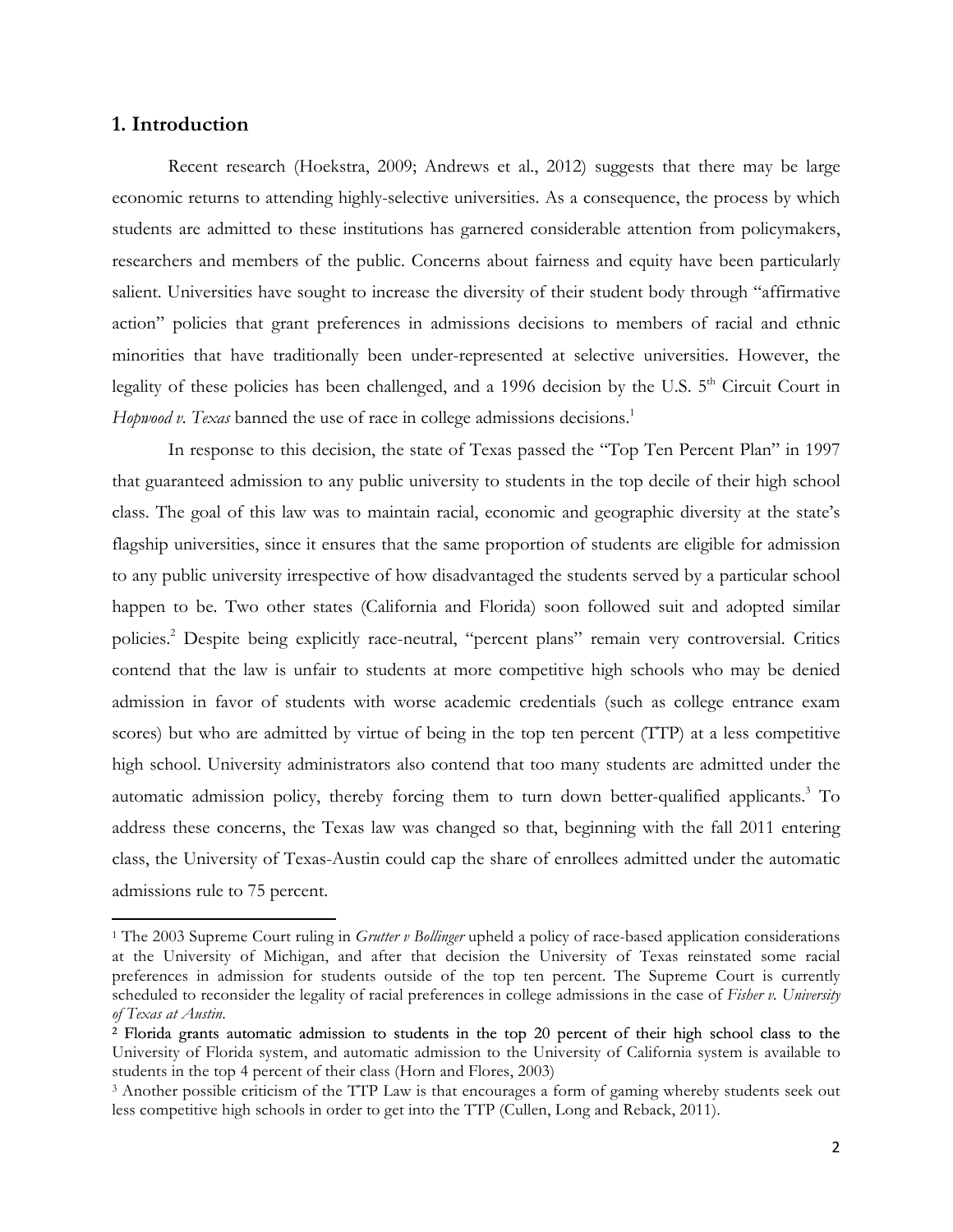## 1. Introduction

Recent research (Hoekstra, 2009; Andrews et al., 2012) suggests that there may be large economic returns to attending highly-selective universities. As a consequence, the process by which students are admitted to these institutions has garnered considerable attention from policymakers, researchers and members of the public. Concerns about fairness and equity have been particularly salient. Universities have sought to increase the diversity of their student body through "affirmative action" policies that grant preferences in admissions decisions to members of racial and ethnic minorities that have traditionally been under-represented at selective universities. However, the legality of these policies has been challenged, and a 1996 decision by the U.S. 5th Circuit Court in *Hopwood v. Texas* banned the use of race in college admissions decisions.[1]

In response to this decision, the state of Texas passed the "Top Ten Percent Plan" in 1997 that guaranteed admission to any public university to students in the top decile of their high school class. The goal of this law was to maintain racial, economic and geographic diversity at the state's flagship universities, since it ensures that the same proportion of students are eligible for admission to any public university irrespective of how disadvantaged the students served by a particular school happen to be. Two other states (California and Florida) soon followed suit and adopted similar policies.[2] Despite being explicitly race-neutral, "percent plans" remain very controversial. Critics contend that the law is unfair to students at more competitive high schools who may be denied admission in favor of students with worse academic credentials (such as college entrance exam scores) but who are admitted by virtue of being in the top ten percent (TTP) at a less competitive high school. University administrators also contend that too many students are admitted under the automatic admission policy, thereby forcing them to turn down better-qualified applicants.[3] To address these concerns, the Texas law was changed so that, beginning with the fall 2011 entering class, the University of Texas-Austin could cap the share of enrollees admitted under the automatic admissions rule to 75 percent.

---

[1] The 2003 Supreme Court ruling in *Grutter v Bollinger* upheld a policy of race-based application considerations at the University of Michigan, and after that decision the University of Texas reinstated some racial preferences in admission for students outside of the top ten percent. The Supreme Court is currently scheduled to reconsider the legality of racial preferences in college admissions in the case of *Fisher v. University of Texas at Austin*.

[2] Florida grants automatic admission to students in the top 20 percent of their high school class to the University of Florida system, and automatic admission to the University of California system is available to students in the top 4 percent of their class (Horn and Flores, 2003)

[3] Another possible criticism of the TTP Law is that encourages a form of gaming whereby students seek out less competitive high schools in order to get into the TTP (Cullen, Long and Reback, 2011).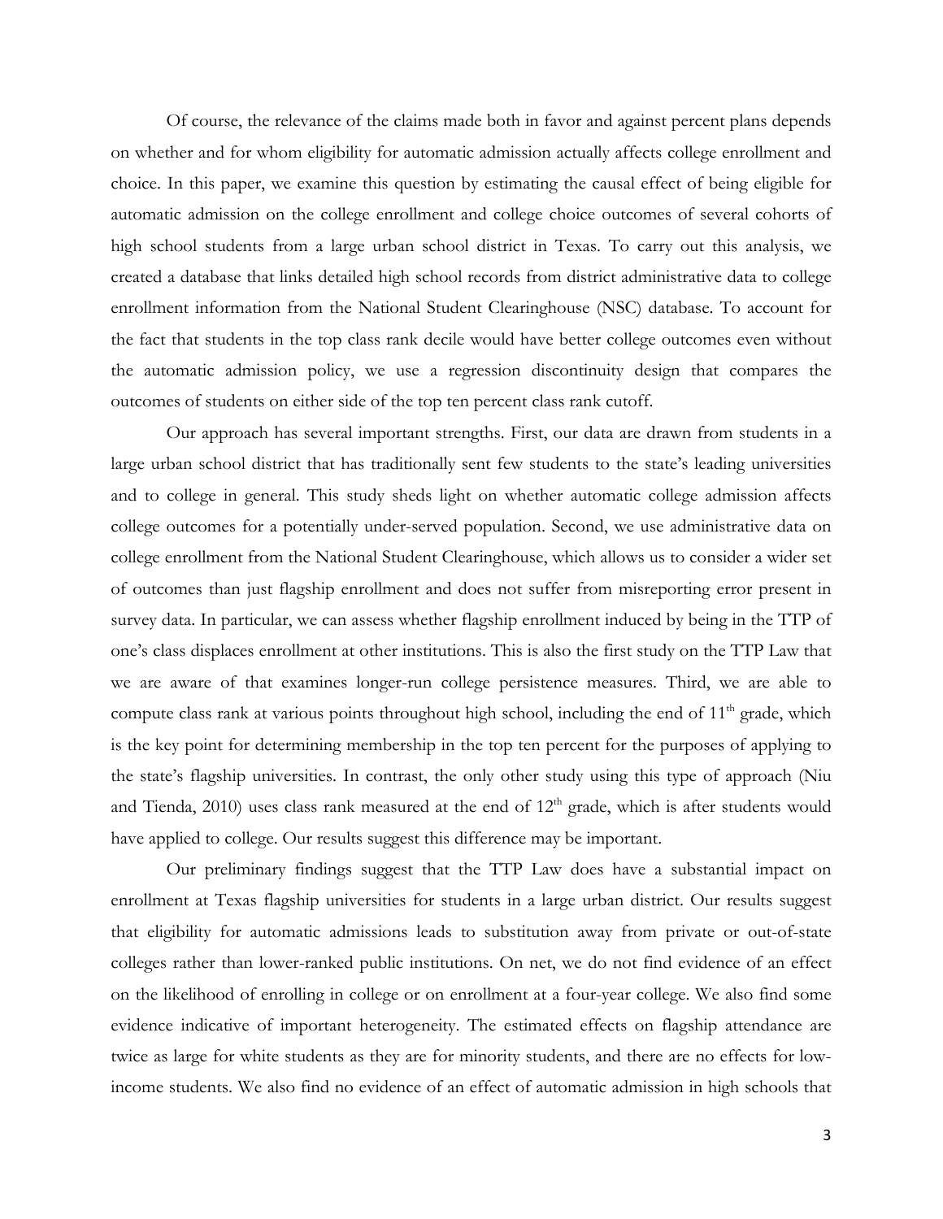Of course, the relevance of the claims made both in favor and against percent plans depends on whether and for whom eligibility for automatic admission actually affects college enrollment and choice. In this paper, we examine this question by estimating the causal effect of being eligible for automatic admission on the college enrollment and college choice outcomes of several cohorts of high school students from a large urban school district in Texas. To carry out this analysis, we created a database that links detailed high school records from district administrative data to college enrollment information from the National Student Clearinghouse (NSC) database. To account for the fact that students in the top class rank decile would have better college outcomes even without the automatic admission policy, we use a regression discontinuity design that compares the outcomes of students on either side of the top ten percent class rank cutoff.

Our approach has several important strengths. First, our data are drawn from students in a large urban school district that has traditionally sent few students to the state's leading universities and to college in general. This study sheds light on whether automatic college admission affects college outcomes for a potentially under-served population. Second, we use administrative data on college enrollment from the National Student Clearinghouse, which allows us to consider a wider set of outcomes than just flagship enrollment and does not suffer from misreporting error present in survey data. In particular, we can assess whether flagship enrollment induced by being in the TTP of one's class displaces enrollment at other institutions. This is also the first study on the TTP Law that we are aware of that examines longer-run college persistence measures. Third, we are able to compute class rank at various points throughout high school, including the end of 11th grade, which is the key point for determining membership in the top ten percent for the purposes of applying to the state's flagship universities. In contrast, the only other study using this type of approach (Niu and Tienda, 2010) uses class rank measured at the end of 12th grade, which is after students would have applied to college. Our results suggest this difference may be important.

Our preliminary findings suggest that the TTP Law does have a substantial impact on enrollment at Texas flagship universities for students in a large urban district. Our results suggest that eligibility for automatic admissions leads to substitution away from private or out-of-state colleges rather than lower-ranked public institutions. On net, we do not find evidence of an effect on the likelihood of enrolling in college or on enrollment at a four-year college. We also find some evidence indicative of important heterogeneity. The estimated effects on flagship attendance are twice as large for white students as they are for minority students, and there are no effects for low-income students. We also find no evidence of an effect of automatic admission in high schools that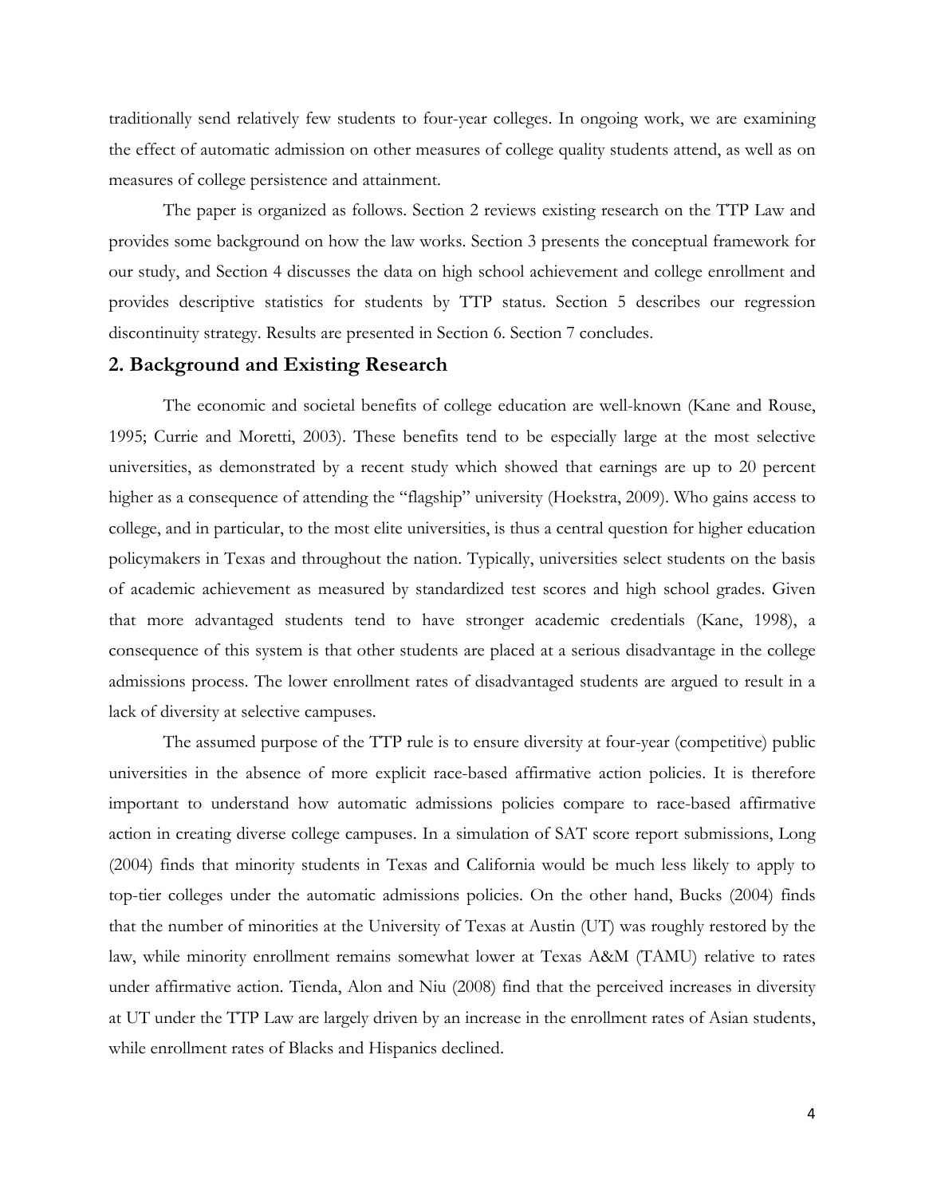traditionally send relatively few students to four-year colleges. In ongoing work, we are examining the effect of automatic admission on other measures of college quality students attend, as well as on measures of college persistence and attainment.

The paper is organized as follows. Section 2 reviews existing research on the TTP Law and provides some background on how the law works. Section 3 presents the conceptual framework for our study, and Section 4 discusses the data on high school achievement and college enrollment and provides descriptive statistics for students by TTP status. Section 5 describes our regression discontinuity strategy. Results are presented in Section 6. Section 7 concludes.

## 2. Background and Existing Research

The economic and societal benefits of college education are well-known (Kane and Rouse, 1995; Currie and Moretti, 2003). These benefits tend to be especially large at the most selective universities, as demonstrated by a recent study which showed that earnings are up to 20 percent higher as a consequence of attending the "flagship" university (Hoekstra, 2009). Who gains access to college, and in particular, to the most elite universities, is thus a central question for higher education policymakers in Texas and throughout the nation. Typically, universities select students on the basis of academic achievement as measured by standardized test scores and high school grades. Given that more advantaged students tend to have stronger academic credentials (Kane, 1998), a consequence of this system is that other students are placed at a serious disadvantage in the college admissions process. The lower enrollment rates of disadvantaged students are argued to result in a lack of diversity at selective campuses.

The assumed purpose of the TTP rule is to ensure diversity at four-year (competitive) public universities in the absence of more explicit race-based affirmative action policies. It is therefore important to understand how automatic admissions policies compare to race-based affirmative action in creating diverse college campuses. In a simulation of SAT score report submissions, Long (2004) finds that minority students in Texas and California would be much less likely to apply to top-tier colleges under the automatic admissions policies. On the other hand, Bucks (2004) finds that the number of minorities at the University of Texas at Austin (UT) was roughly restored by the law, while minority enrollment remains somewhat lower at Texas A&M (TAMU) relative to rates under affirmative action. Tienda, Alon and Niu (2008) find that the perceived increases in diversity at UT under the TTP Law are largely driven by an increase in the enrollment rates of Asian students, while enrollment rates of Blacks and Hispanics declined.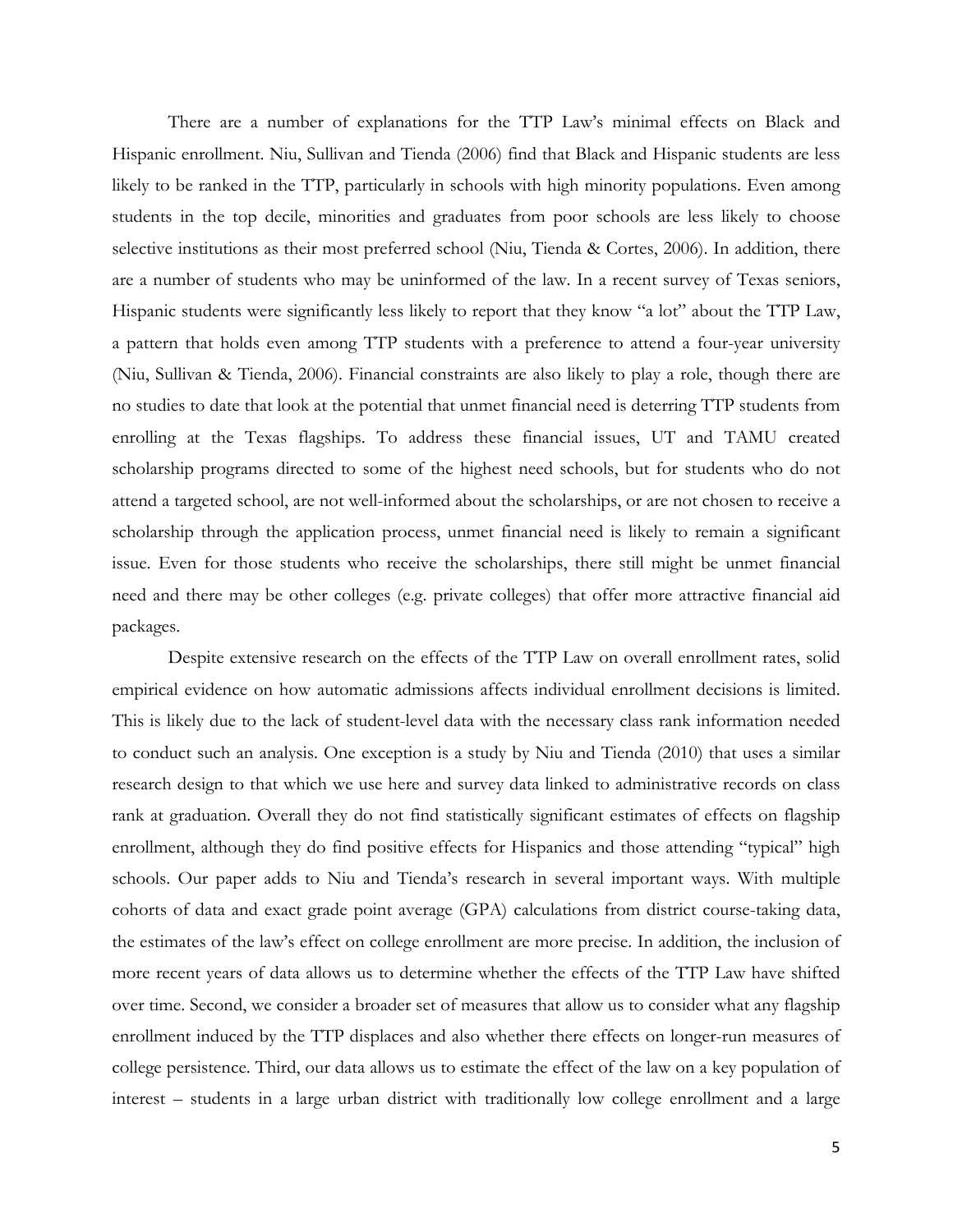There are a number of explanations for the TTP Law's minimal effects on Black and Hispanic enrollment. Niu, Sullivan and Tienda (2006) find that Black and Hispanic students are less likely to be ranked in the TTP, particularly in schools with high minority populations. Even among students in the top decile, minorities and graduates from poor schools are less likely to choose selective institutions as their most preferred school (Niu, Tienda & Cortes, 2006). In addition, there are a number of students who may be uninformed of the law. In a recent survey of Texas seniors, Hispanic students were significantly less likely to report that they know "a lot" about the TTP Law, a pattern that holds even among TTP students with a preference to attend a four-year university (Niu, Sullivan & Tienda, 2006). Financial constraints are also likely to play a role, though there are no studies to date that look at the potential that unmet financial need is deterring TTP students from enrolling at the Texas flagships. To address these financial issues, UT and TAMU created scholarship programs directed to some of the highest need schools, but for students who do not attend a targeted school, are not well-informed about the scholarships, or are not chosen to receive a scholarship through the application process, unmet financial need is likely to remain a significant issue. Even for those students who receive the scholarships, there still might be unmet financial need and there may be other colleges (e.g. private colleges) that offer more attractive financial aid packages.

Despite extensive research on the effects of the TTP Law on overall enrollment rates, solid empirical evidence on how automatic admissions affects individual enrollment decisions is limited. This is likely due to the lack of student-level data with the necessary class rank information needed to conduct such an analysis. One exception is a study by Niu and Tienda (2010) that uses a similar research design to that which we use here and survey data linked to administrative records on class rank at graduation. Overall they do not find statistically significant estimates of effects on flagship enrollment, although they do find positive effects for Hispanics and those attending "typical" high schools. Our paper adds to Niu and Tienda's research in several important ways. With multiple cohorts of data and exact grade point average (GPA) calculations from district course-taking data, the estimates of the law's effect on college enrollment are more precise. In addition, the inclusion of more recent years of data allows us to determine whether the effects of the TTP Law have shifted over time. Second, we consider a broader set of measures that allow us to consider what any flagship enrollment induced by the TTP displaces and also whether there effects on longer-run measures of college persistence. Third, our data allows us to estimate the effect of the law on a key population of interest – students in a large urban district with traditionally low college enrollment and a large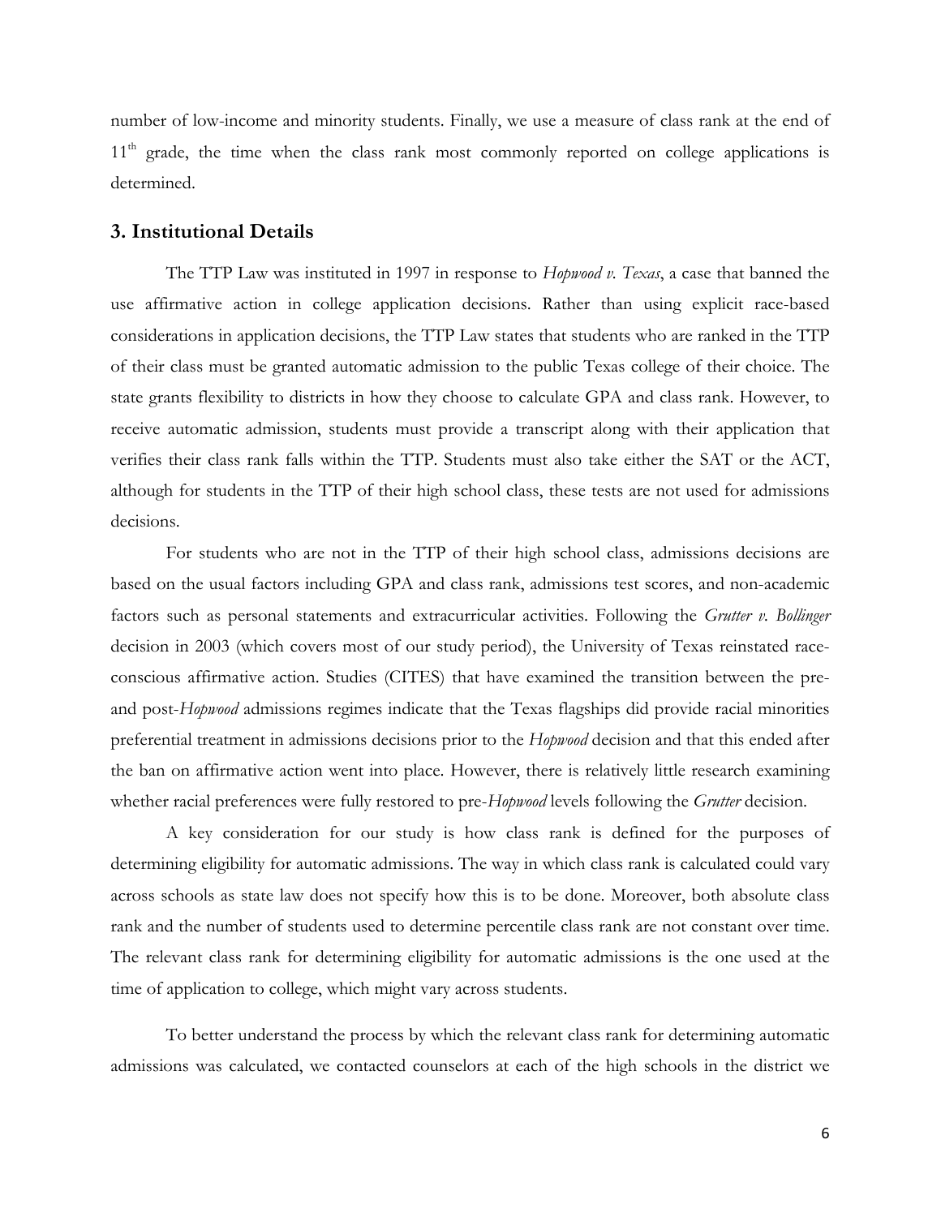number of low-income and minority students. Finally, we use a measure of class rank at the end of 11th grade, the time when the class rank most commonly reported on college applications is determined.

## 3. Institutional Details

The TTP Law was instituted in 1997 in response to *Hopwood v. Texas*, a case that banned the use affirmative action in college application decisions. Rather than using explicit race-based considerations in application decisions, the TTP Law states that students who are ranked in the TTP of their class must be granted automatic admission to the public Texas college of their choice. The state grants flexibility to districts in how they choose to calculate GPA and class rank. However, to receive automatic admission, students must provide a transcript along with their application that verifies their class rank falls within the TTP. Students must also take either the SAT or the ACT, although for students in the TTP of their high school class, these tests are not used for admissions decisions.

For students who are not in the TTP of their high school class, admissions decisions are based on the usual factors including GPA and class rank, admissions test scores, and non-academic factors such as personal statements and extracurricular activities. Following the *Grutter v. Bollinger* decision in 2003 (which covers most of our study period), the University of Texas reinstated race-conscious affirmative action. Studies (CITES) that have examined the transition between the pre- and post-*Hopwood* admissions regimes indicate that the Texas flagships did provide racial minorities preferential treatment in admissions decisions prior to the *Hopwood* decision and that this ended after the ban on affirmative action went into place. However, there is relatively little research examining whether racial preferences were fully restored to pre-*Hopwood* levels following the *Grutter* decision.

A key consideration for our study is how class rank is defined for the purposes of determining eligibility for automatic admissions. The way in which class rank is calculated could vary across schools as state law does not specify how this is to be done. Moreover, both absolute class rank and the number of students used to determine percentile class rank are not constant over time. The relevant class rank for determining eligibility for automatic admissions is the one used at the time of application to college, which might vary across students.

To better understand the process by which the relevant class rank for determining automatic admissions was calculated, we contacted counselors at each of the high schools in the district we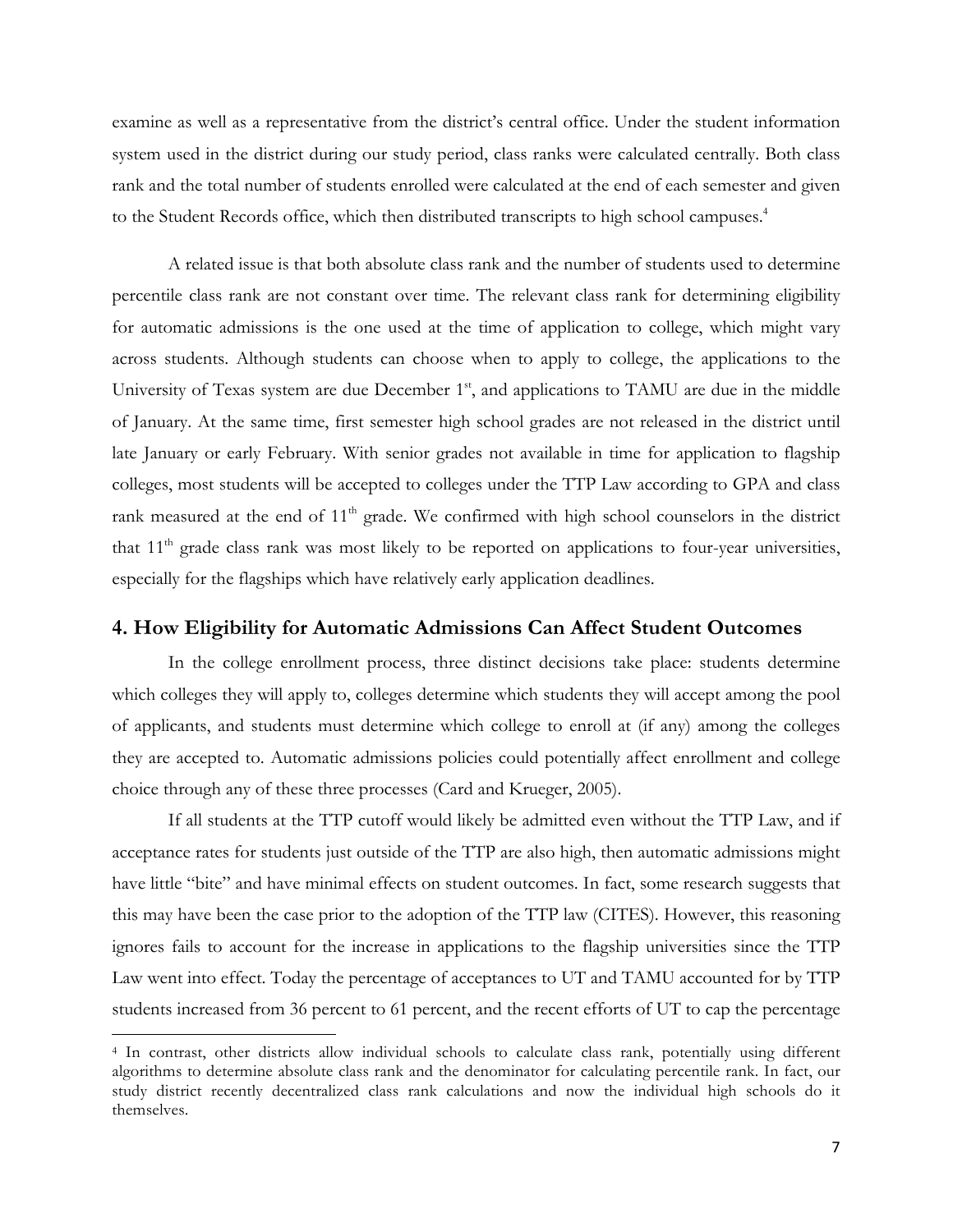examine as well as a representative from the district's central office. Under the student information system used in the district during our study period, class ranks were calculated centrally. Both class rank and the total number of students enrolled were calculated at the end of each semester and given to the Student Records office, which then distributed transcripts to high school campuses.[4]

A related issue is that both absolute class rank and the number of students used to determine percentile class rank are not constant over time. The relevant class rank for determining eligibility for automatic admissions is the one used at the time of application to college, which might vary across students. Although students can choose when to apply to college, the applications to the University of Texas system are due December 1st, and applications to TAMU are due in the middle of January. At the same time, first semester high school grades are not released in the district until late January or early February. With senior grades not available in time for application to flagship colleges, most students will be accepted to colleges under the TTP Law according to GPA and class rank measured at the end of 11th grade. We confirmed with high school counselors in the district that 11th grade class rank was most likely to be reported on applications to four-year universities, especially for the flagships which have relatively early application deadlines.

## 4. How Eligibility for Automatic Admissions Can Affect Student Outcomes

In the college enrollment process, three distinct decisions take place: students determine which colleges they will apply to, colleges determine which students they will accept among the pool of applicants, and students must determine which college to enroll at (if any) among the colleges they are accepted to. Automatic admissions policies could potentially affect enrollment and college choice through any of these three processes (Card and Krueger, 2005).

If all students at the TTP cutoff would likely be admitted even without the TTP Law, and if acceptance rates for students just outside of the TTP are also high, then automatic admissions might have little "bite" and have minimal effects on student outcomes. In fact, some research suggests that this may have been the case prior to the adoption of the TTP law (CITES). However, this reasoning ignores fails to account for the increase in applications to the flagship universities since the TTP Law went into effect. Today the percentage of acceptances to UT and TAMU accounted for by TTP students increased from 36 percent to 61 percent, and the recent efforts of UT to cap the percentage

[4] In contrast, other districts allow individual schools to calculate class rank, potentially using different algorithms to determine absolute class rank and the denominator for calculating percentile rank. In fact, our study district recently decentralized class rank calculations and now the individual high schools do it themselves.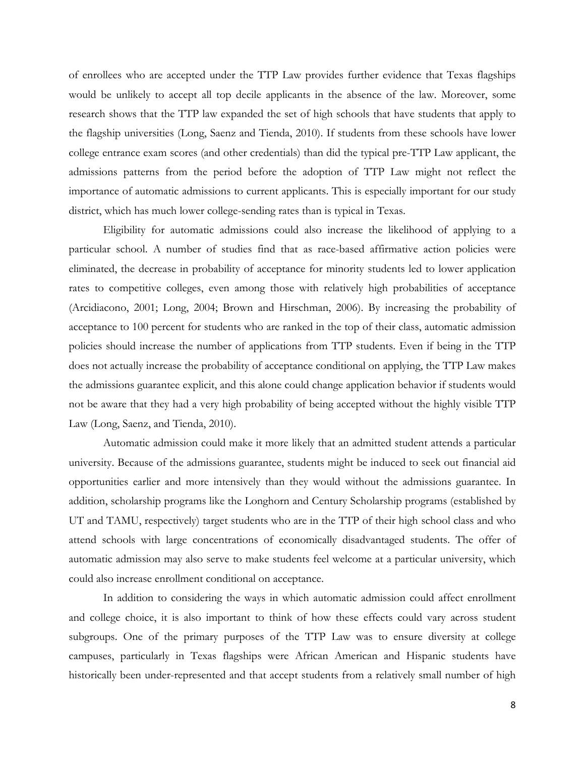of enrollees who are accepted under the TTP Law provides further evidence that Texas flagships would be unlikely to accept all top decile applicants in the absence of the law. Moreover, some research shows that the TTP law expanded the set of high schools that have students that apply to the flagship universities (Long, Saenz and Tienda, 2010). If students from these schools have lower college entrance exam scores (and other credentials) than did the typical pre-TTP Law applicant, the admissions patterns from the period before the adoption of TTP Law might not reflect the importance of automatic admissions to current applicants. This is especially important for our study district, which has much lower college-sending rates than is typical in Texas.

Eligibility for automatic admissions could also increase the likelihood of applying to a particular school. A number of studies find that as race-based affirmative action policies were eliminated, the decrease in probability of acceptance for minority students led to lower application rates to competitive colleges, even among those with relatively high probabilities of acceptance (Arcidiacono, 2001; Long, 2004; Brown and Hirschman, 2006). By increasing the probability of acceptance to 100 percent for students who are ranked in the top of their class, automatic admission policies should increase the number of applications from TTP students. Even if being in the TTP does not actually increase the probability of acceptance conditional on applying, the TTP Law makes the admissions guarantee explicit, and this alone could change application behavior if students would not be aware that they had a very high probability of being accepted without the highly visible TTP Law (Long, Saenz, and Tienda, 2010).

Automatic admission could make it more likely that an admitted student attends a particular university. Because of the admissions guarantee, students might be induced to seek out financial aid opportunities earlier and more intensively than they would without the admissions guarantee. In addition, scholarship programs like the Longhorn and Century Scholarship programs (established by UT and TAMU, respectively) target students who are in the TTP of their high school class and who attend schools with large concentrations of economically disadvantaged students. The offer of automatic admission may also serve to make students feel welcome at a particular university, which could also increase enrollment conditional on acceptance.

In addition to considering the ways in which automatic admission could affect enrollment and college choice, it is also important to think of how these effects could vary across student subgroups. One of the primary purposes of the TTP Law was to ensure diversity at college campuses, particularly in Texas flagships were African American and Hispanic students have historically been under-represented and that accept students from a relatively small number of high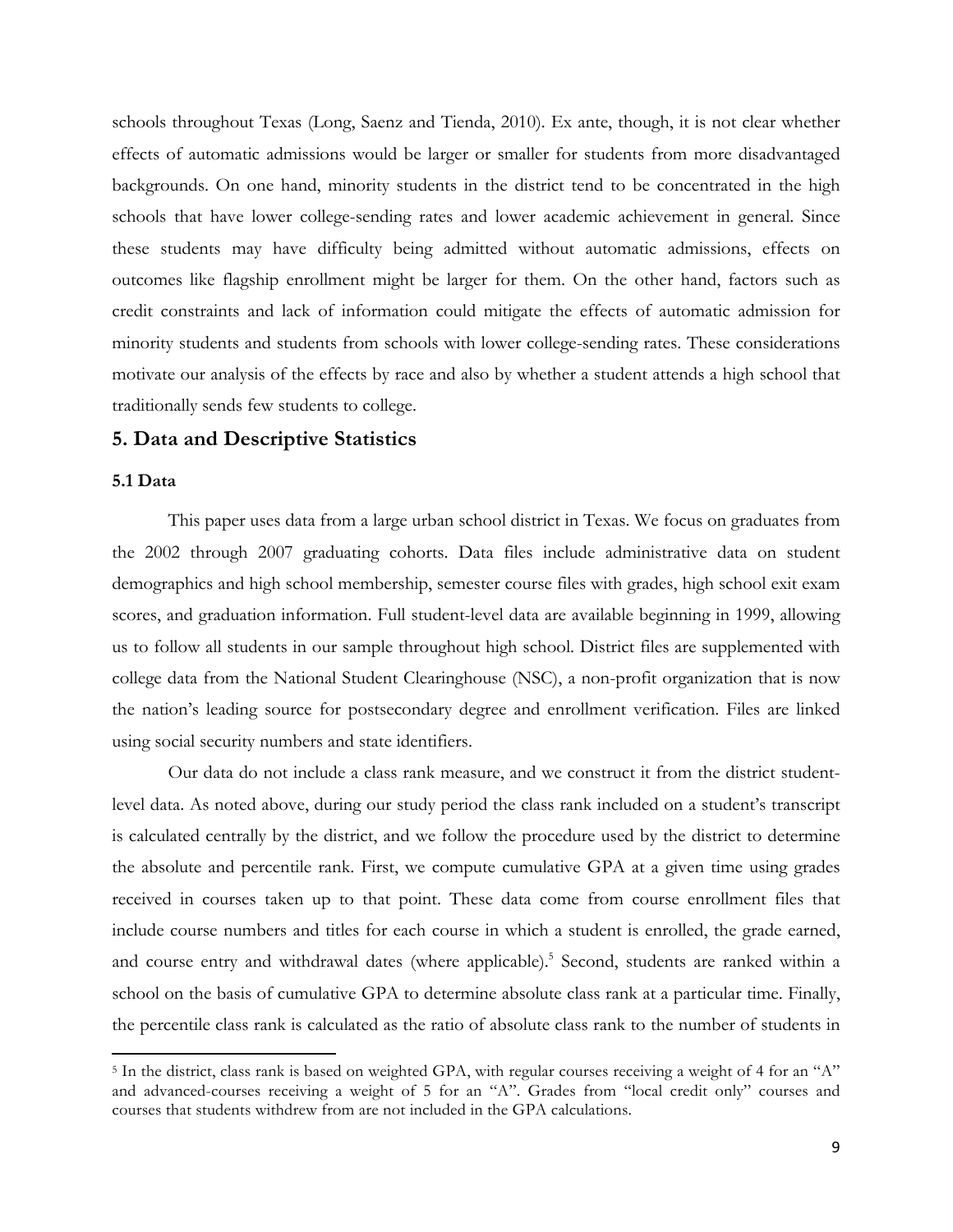schools throughout Texas (Long, Saenz and Tienda, 2010). Ex ante, though, it is not clear whether effects of automatic admissions would be larger or smaller for students from more disadvantaged backgrounds. On one hand, minority students in the district tend to be concentrated in the high schools that have lower college-sending rates and lower academic achievement in general. Since these students may have difficulty being admitted without automatic admissions, effects on outcomes like flagship enrollment might be larger for them. On the other hand, factors such as credit constraints and lack of information could mitigate the effects of automatic admission for minority students and students from schools with lower college-sending rates. These considerations motivate our analysis of the effects by race and also by whether a student attends a high school that traditionally sends few students to college.

## 5. Data and Descriptive Statistics

### 5.1 Data

This paper uses data from a large urban school district in Texas. We focus on graduates from the 2002 through 2007 graduating cohorts. Data files include administrative data on student demographics and high school membership, semester course files with grades, high school exit exam scores, and graduation information. Full student-level data are available beginning in 1999, allowing us to follow all students in our sample throughout high school. District files are supplemented with college data from the National Student Clearinghouse (NSC), a non-profit organization that is now the nation's leading source for postsecondary degree and enrollment verification. Files are linked using social security numbers and state identifiers.

Our data do not include a class rank measure, and we construct it from the district student-level data. As noted above, during our study period the class rank included on a student's transcript is calculated centrally by the district, and we follow the procedure used by the district to determine the absolute and percentile rank. First, we compute cumulative GPA at a given time using grades received in courses taken up to that point. These data come from course enrollment files that include course numbers and titles for each course in which a student is enrolled, the grade earned, and course entry and withdrawal dates (where applicable).[5] Second, students are ranked within a school on the basis of cumulative GPA to determine absolute class rank at a particular time. Finally, the percentile class rank is calculated as the ratio of absolute class rank to the number of students in

[5] In the district, class rank is based on weighted GPA, with regular courses receiving a weight of 4 for an "A" and advanced-courses receiving a weight of 5 for an "A". Grades from "local credit only" courses and courses that students withdrew from are not included in the GPA calculations.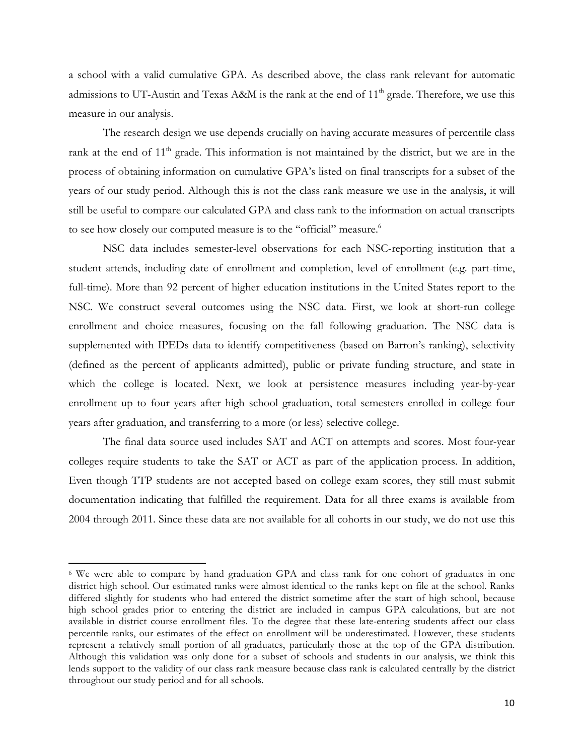a school with a valid cumulative GPA. As described above, the class rank relevant for automatic admissions to UT-Austin and Texas A&M is the rank at the end of $11^{th}$ grade. Therefore, we use this measure in our analysis.

The research design we use depends crucially on having accurate measures of percentile class rank at the end of $11^{th}$ grade. This information is not maintained by the district, but we are in the process of obtaining information on cumulative GPA's listed on final transcripts for a subset of the years of our study period. Although this is not the class rank measure we use in the analysis, it will still be useful to compare our calculated GPA and class rank to the information on actual transcripts to see how closely our computed measure is to the "official" measure.[6]

NSC data includes semester-level observations for each NSC-reporting institution that a student attends, including date of enrollment and completion, level of enrollment (e.g. part-time, full-time). More than 92 percent of higher education institutions in the United States report to the NSC. We construct several outcomes using the NSC data. First, we look at short-run college enrollment and choice measures, focusing on the fall following graduation. The NSC data is supplemented with IPEDs data to identify competitiveness (based on Barron's ranking), selectivity (defined as the percent of applicants admitted), public or private funding structure, and state in which the college is located. Next, we look at persistence measures including year-by-year enrollment up to four years after high school graduation, total semesters enrolled in college four years after graduation, and transferring to a more (or less) selective college.

The final data source used includes SAT and ACT on attempts and scores. Most four-year colleges require students to take the SAT or ACT as part of the application process. In addition, Even though TTP students are not accepted based on college exam scores, they still must submit documentation indicating that fulfilled the requirement. Data for all three exams is available from 2004 through 2011. Since these data are not available for all cohorts in our study, we do not use this

---

[6] We were able to compare by hand graduation GPA and class rank for one cohort of graduates in one district high school. Our estimated ranks were almost identical to the ranks kept on file at the school. Ranks differed slightly for students who had entered the district sometime after the start of high school, because high school grades prior to entering the district are included in campus GPA calculations, but are not available in district course enrollment files. To the degree that these late-entering students affect our class percentile ranks, our estimates of the effect on enrollment will be underestimated. However, these students represent a relatively small portion of all graduates, particularly those at the top of the GPA distribution. Although this validation was only done for a subset of schools and students in our analysis, we think this lends support to the validity of our class rank measure because class rank is calculated centrally by the district throughout our study period and for all schools.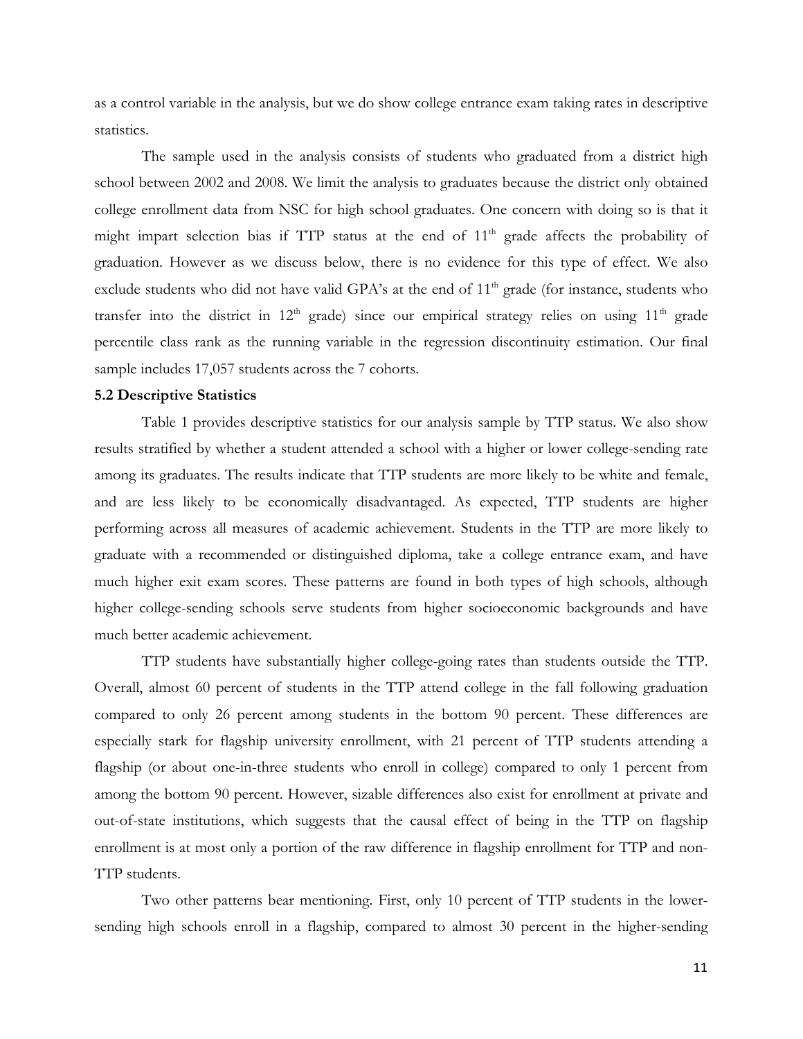as a control variable in the analysis, but we do show college entrance exam taking rates in descriptive statistics.

The sample used in the analysis consists of students who graduated from a district high school between 2002 and 2008. We limit the analysis to graduates because the district only obtained college enrollment data from NSC for high school graduates. One concern with doing so is that it might impart selection bias if TTP status at the end of 11th grade affects the probability of graduation. However as we discuss below, there is no evidence for this type of effect. We also exclude students who did not have valid GPA's at the end of 11th grade (for instance, students who transfer into the district in 12th grade) since our empirical strategy relies on using 11th grade percentile class rank as the running variable in the regression discontinuity estimation. Our final sample includes 17,057 students across the 7 cohorts.

### 5.2 Descriptive Statistics

Table 1 provides descriptive statistics for our analysis sample by TTP status. We also show results stratified by whether a student attended a school with a higher or lower college-sending rate among its graduates. The results indicate that TTP students are more likely to be white and female, and are less likely to be economically disadvantaged. As expected, TTP students are higher performing across all measures of academic achievement. Students in the TTP are more likely to graduate with a recommended or distinguished diploma, take a college entrance exam, and have much higher exit exam scores. These patterns are found in both types of high schools, although higher college-sending schools serve students from higher socioeconomic backgrounds and have much better academic achievement.

TTP students have substantially higher college-going rates than students outside the TTP. Overall, almost 60 percent of students in the TTP attend college in the fall following graduation compared to only 26 percent among students in the bottom 90 percent. These differences are especially stark for flagship university enrollment, with 21 percent of TTP students attending a flagship (or about one-in-three students who enroll in college) compared to only 1 percent from among the bottom 90 percent. However, sizable differences also exist for enrollment at private and out-of-state institutions, which suggests that the causal effect of being in the TTP on flagship enrollment is at most only a portion of the raw difference in flagship enrollment for TTP and non-TTP students.

Two other patterns bear mentioning. First, only 10 percent of TTP students in the lower-sending high schools enroll in a flagship, compared to almost 30 percent in the higher-sending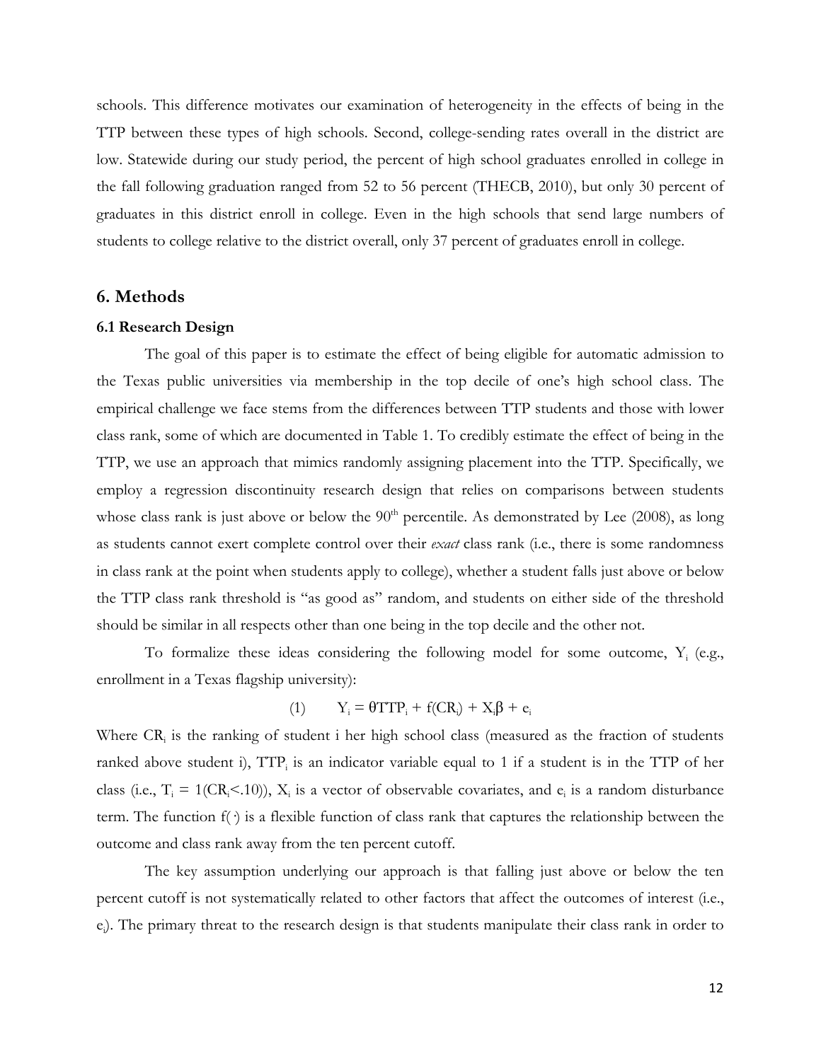schools. This difference motivates our examination of heterogeneity in the effects of being in the TTP between these types of high schools. Second, college-sending rates overall in the district are low. Statewide during our study period, the percent of high school graduates enrolled in college in the fall following graduation ranged from 52 to 56 percent (THECB, 2010), but only 30 percent of graduates in this district enroll in college. Even in the high schools that send large numbers of students to college relative to the district overall, only 37 percent of graduates enroll in college.

## 6. Methods

### 6.1 Research Design

The goal of this paper is to estimate the effect of being eligible for automatic admission to the Texas public universities via membership in the top decile of one's high school class. The empirical challenge we face stems from the differences between TTP students and those with lower class rank, some of which are documented in Table 1. To credibly estimate the effect of being in the TTP, we use an approach that mimics randomly assigning placement into the TTP. Specifically, we employ a regression discontinuity research design that relies on comparisons between students whose class rank is just above or below the 90th percentile. As demonstrated by Lee (2008), as long as students cannot exert complete control over their *exact* class rank (i.e., there is some randomness in class rank at the point when students apply to college), whether a student falls just above or below the TTP class rank threshold is "as good as" random, and students on either side of the threshold should be similar in all respects other than one being in the top decile and the other not.

To formalize these ideas considering the following model for some outcome, $Y_i$ (e.g., enrollment in a Texas flagship university):

$$(1) \qquad Y_i = \theta TTP_i + f(CR_i) + X_i\beta + e_i$$

Where $CR_i$ is the ranking of student i her high school class (measured as the fraction of students ranked above student i), $TTP_i$ is an indicator variable equal to 1 if a student is in the TTP of her class (i.e., $T_i = 1(CR_i < .10)$), $X_i$ is a vector of observable covariates, and $e_i$ is a random disturbance term. The function $f(\cdot)$ is a flexible function of class rank that captures the relationship between the outcome and class rank away from the ten percent cutoff.

The key assumption underlying our approach is that falling just above or below the ten percent cutoff is not systematically related to other factors that affect the outcomes of interest (i.e., $e_i$). The primary threat to the research design is that students manipulate their class rank in order to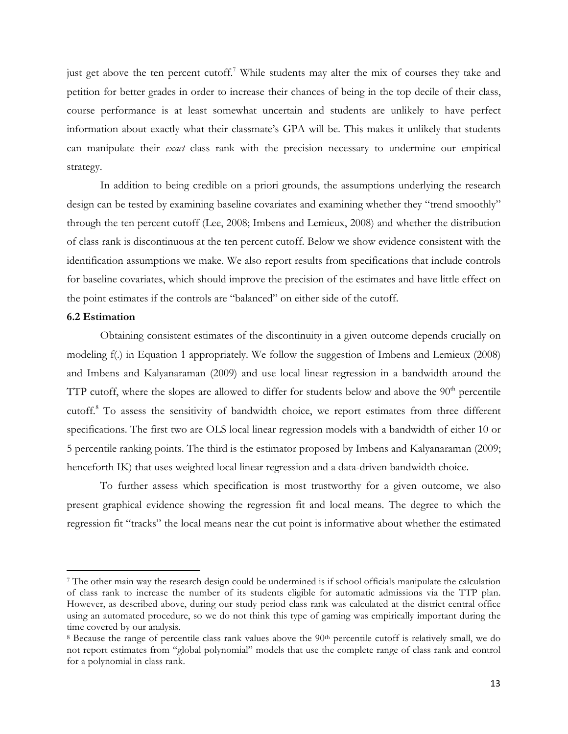just get above the ten percent cutoff.[7] While students may alter the mix of courses they take and petition for better grades in order to increase their chances of being in the top decile of their class, course performance is at least somewhat uncertain and students are unlikely to have perfect information about exactly what their classmate's GPA will be. This makes it unlikely that students can manipulate their *exact* class rank with the precision necessary to undermine our empirical strategy.

In addition to being credible on a priori grounds, the assumptions underlying the research design can be tested by examining baseline covariates and examining whether they "trend smoothly" through the ten percent cutoff (Lee, 2008; Imbens and Lemieux, 2008) and whether the distribution of class rank is discontinuous at the ten percent cutoff. Below we show evidence consistent with the identification assumptions we make. We also report results from specifications that include controls for baseline covariates, which should improve the precision of the estimates and have little effect on the point estimates if the controls are "balanced" on either side of the cutoff.

**6.2 Estimation**

Obtaining consistent estimates of the discontinuity in a given outcome depends crucially on modeling f(.) in Equation 1 appropriately. We follow the suggestion of Imbens and Lemieux (2008) and Imbens and Kalyanaraman (2009) and use local linear regression in a bandwidth around the TTP cutoff, where the slopes are allowed to differ for students below and above the 90$^{th}$ percentile cutoff.[8] To assess the sensitivity of bandwidth choice, we report estimates from three different specifications. The first two are OLS local linear regression models with a bandwidth of either 10 or 5 percentile ranking points. The third is the estimator proposed by Imbens and Kalyanaraman (2009; henceforth IK) that uses weighted local linear regression and a data-driven bandwidth choice.

To further assess which specification is most trustworthy for a given outcome, we also present graphical evidence showing the regression fit and local means. The degree to which the regression fit "tracks" the local means near the cut point is informative about whether the estimated

---

[7] The other main way the research design could be undermined is if school officials manipulate the calculation of class rank to increase the number of its students eligible for automatic admissions via the TTP plan. However, as described above, during our study period class rank was calculated at the district central office using an automated procedure, so we do not think this type of gaming was empirically important during the time covered by our analysis.

[8] Because the range of percentile class rank values above the 90$^{th}$ percentile cutoff is relatively small, we do not report estimates from "global polynomial" models that use the complete range of class rank and control for a polynomial in class rank.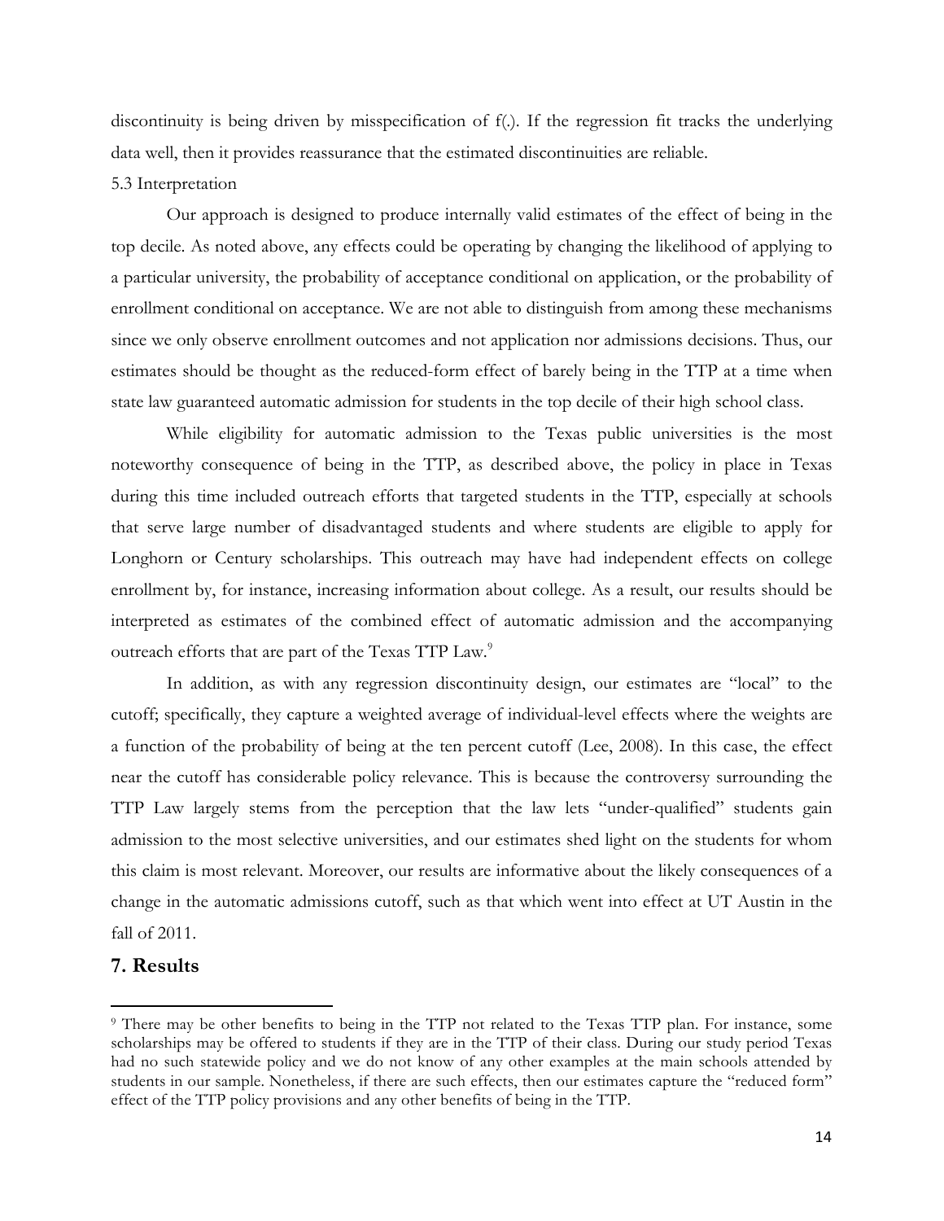discontinuity is being driven by misspecification of f(.). If the regression fit tracks the underlying data well, then it provides reassurance that the estimated discontinuities are reliable.

### 5.3 Interpretation

Our approach is designed to produce internally valid estimates of the effect of being in the top decile. As noted above, any effects could be operating by changing the likelihood of applying to a particular university, the probability of acceptance conditional on application, or the probability of enrollment conditional on acceptance. We are not able to distinguish from among these mechanisms since we only observe enrollment outcomes and not application nor admissions decisions. Thus, our estimates should be thought as the reduced-form effect of barely being in the TTP at a time when state law guaranteed automatic admission for students in the top decile of their high school class.

While eligibility for automatic admission to the Texas public universities is the most noteworthy consequence of being in the TTP, as described above, the policy in place in Texas during this time included outreach efforts that targeted students in the TTP, especially at schools that serve large number of disadvantaged students and where students are eligible to apply for Longhorn or Century scholarships. This outreach may have had independent effects on college enrollment by, for instance, increasing information about college. As a result, our results should be interpreted as estimates of the combined effect of automatic admission and the accompanying outreach efforts that are part of the Texas TTP Law.[9]

In addition, as with any regression discontinuity design, our estimates are "local" to the cutoff; specifically, they capture a weighted average of individual-level effects where the weights are a function of the probability of being at the ten percent cutoff (Lee, 2008). In this case, the effect near the cutoff has considerable policy relevance. This is because the controversy surrounding the TTP Law largely stems from the perception that the law lets "under-qualified" students gain admission to the most selective universities, and our estimates shed light on the students for whom this claim is most relevant. Moreover, our results are informative about the likely consequences of a change in the automatic admissions cutoff, such as that which went into effect at UT Austin in the fall of 2011.

## 7. Results

[9] There may be other benefits to being in the TTP not related to the Texas TTP plan. For instance, some scholarships may be offered to students if they are in the TTP of their class. During our study period Texas had no such statewide policy and we do not know of any other examples at the main schools attended by students in our sample. Nonetheless, if there are such effects, then our estimates capture the "reduced form" effect of the TTP policy provisions and any other benefits of being in the TTP.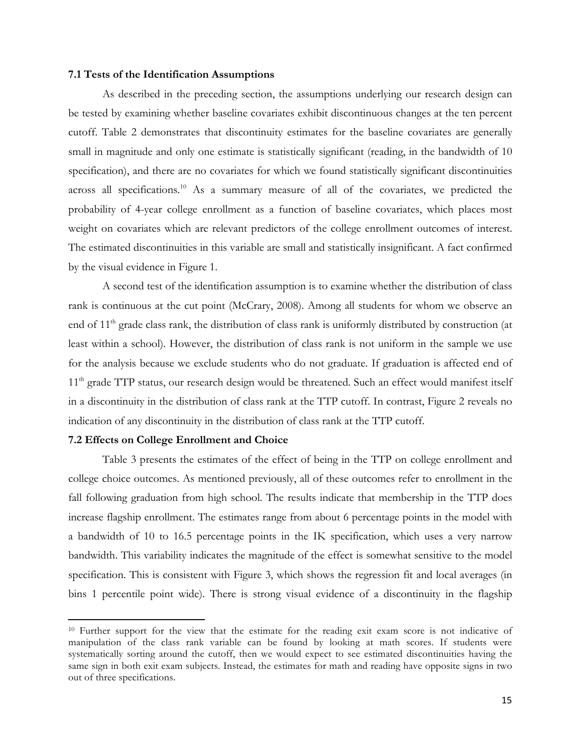### 7.1 Tests of the Identification Assumptions

As described in the preceding section, the assumptions underlying our research design can be tested by examining whether baseline covariates exhibit discontinuous changes at the ten percent cutoff. Table 2 demonstrates that discontinuity estimates for the baseline covariates are generally small in magnitude and only one estimate is statistically significant (reading, in the bandwidth of 10 specification), and there are no covariates for which we found statistically significant discontinuities across all specifications.[10] As a summary measure of all of the covariates, we predicted the probability of 4-year college enrollment as a function of baseline covariates, which places most weight on covariates which are relevant predictors of the college enrollment outcomes of interest. The estimated discontinuities in this variable are small and statistically insignificant. A fact confirmed by the visual evidence in Figure 1.

A second test of the identification assumption is to examine whether the distribution of class rank is continuous at the cut point (McCrary, 2008). Among all students for whom we observe an end of 11[th] grade class rank, the distribution of class rank is uniformly distributed by construction (at least within a school). However, the distribution of class rank is not uniform in the sample we use for the analysis because we exclude students who do not graduate. If graduation is affected end of 11[th] grade TTP status, our research design would be threatened. Such an effect would manifest itself in a discontinuity in the distribution of class rank at the TTP cutoff. In contrast, Figure 2 reveals no indication of any discontinuity in the distribution of class rank at the TTP cutoff.

### 7.2 Effects on College Enrollment and Choice

Table 3 presents the estimates of the effect of being in the TTP on college enrollment and college choice outcomes. As mentioned previously, all of these outcomes refer to enrollment in the fall following graduation from high school. The results indicate that membership in the TTP does increase flagship enrollment. The estimates range from about 6 percentage points in the model with a bandwidth of 10 to 16.5 percentage points in the IK specification, which uses a very narrow bandwidth. This variability indicates the magnitude of the effect is somewhat sensitive to the model specification. This is consistent with Figure 3, which shows the regression fit and local averages (in bins 1 percentile point wide). There is strong visual evidence of a discontinuity in the flagship

---

[10] Further support for the view that the estimate for the reading exit exam score is not indicative of manipulation of the class rank variable can be found by looking at math scores. If students were systematically sorting around the cutoff, then we would expect to see estimated discontinuities having the same sign in both exit exam subjects. Instead, the estimates for math and reading have opposite signs in two out of three specifications.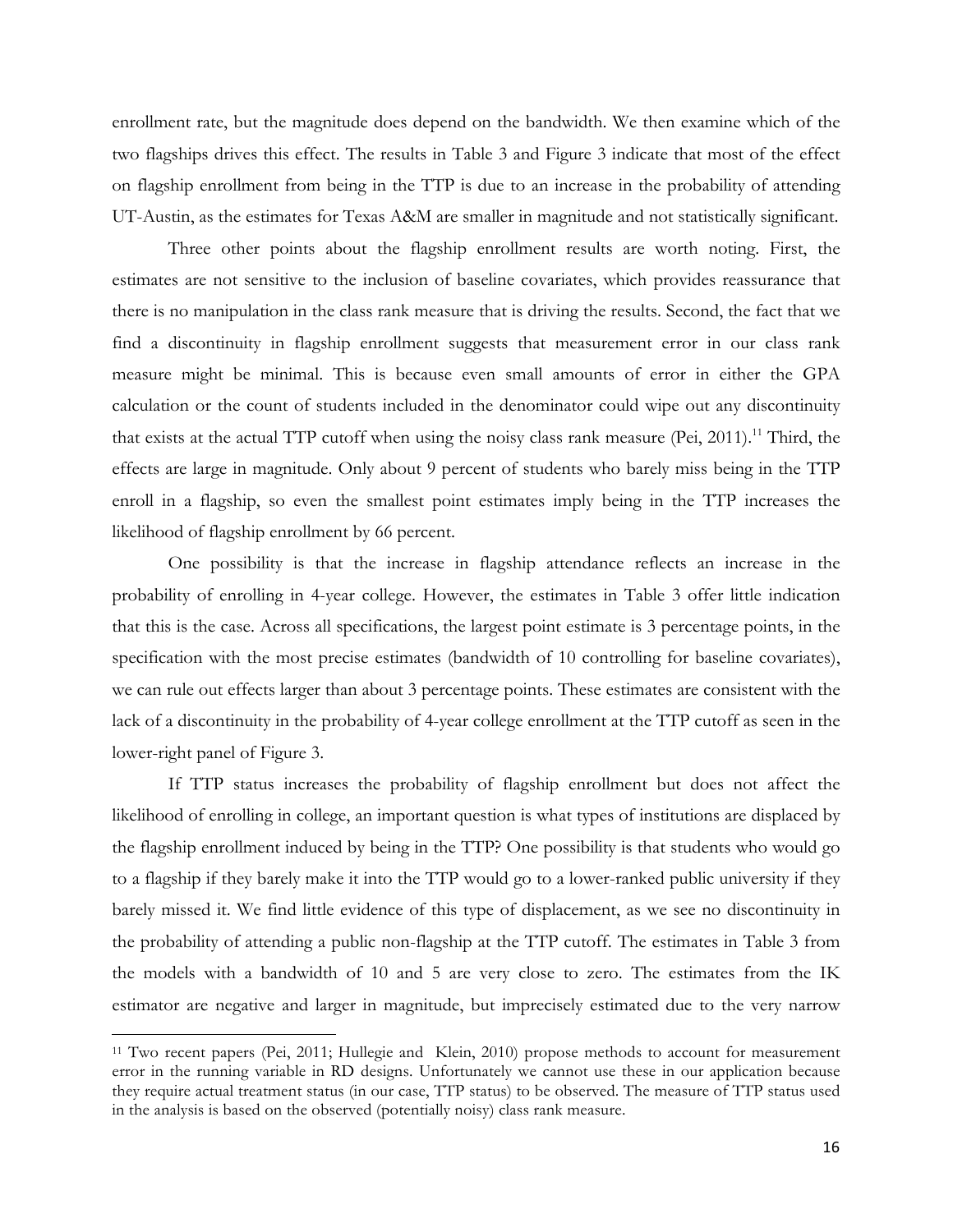enrollment rate, but the magnitude does depend on the bandwidth. We then examine which of the two flagships drives this effect. The results in Table 3 and Figure 3 indicate that most of the effect on flagship enrollment from being in the TTP is due to an increase in the probability of attending UT-Austin, as the estimates for Texas A&M are smaller in magnitude and not statistically significant.

Three other points about the flagship enrollment results are worth noting. First, the estimates are not sensitive to the inclusion of baseline covariates, which provides reassurance that there is no manipulation in the class rank measure that is driving the results. Second, the fact that we find a discontinuity in flagship enrollment suggests that measurement error in our class rank measure might be minimal. This is because even small amounts of error in either the GPA calculation or the count of students included in the denominator could wipe out any discontinuity that exists at the actual TTP cutoff when using the noisy class rank measure (Pei, 2011).[11] Third, the effects are large in magnitude. Only about 9 percent of students who barely miss being in the TTP enroll in a flagship, so even the smallest point estimates imply being in the TTP increases the likelihood of flagship enrollment by 66 percent.

One possibility is that the increase in flagship attendance reflects an increase in the probability of enrolling in 4-year college. However, the estimates in Table 3 offer little indication that this is the case. Across all specifications, the largest point estimate is 3 percentage points, in the specification with the most precise estimates (bandwidth of 10 controlling for baseline covariates), we can rule out effects larger than about 3 percentage points. These estimates are consistent with the lack of a discontinuity in the probability of 4-year college enrollment at the TTP cutoff as seen in the lower-right panel of Figure 3.

If TTP status increases the probability of flagship enrollment but does not affect the likelihood of enrolling in college, an important question is what types of institutions are displaced by the flagship enrollment induced by being in the TTP? One possibility is that students who would go to a flagship if they barely make it into the TTP would go to a lower-ranked public university if they barely missed it. We find little evidence of this type of displacement, as we see no discontinuity in the probability of attending a public non-flagship at the TTP cutoff. The estimates in Table 3 from the models with a bandwidth of 10 and 5 are very close to zero. The estimates from the IK estimator are negative and larger in magnitude, but imprecisely estimated due to the very narrow

---

[11] Two recent papers (Pei, 2011; Hullegie and Klein, 2010) propose methods to account for measurement error in the running variable in RD designs. Unfortunately we cannot use these in our application because they require actual treatment status (in our case, TTP status) to be observed. The measure of TTP status used in the analysis is based on the observed (potentially noisy) class rank measure.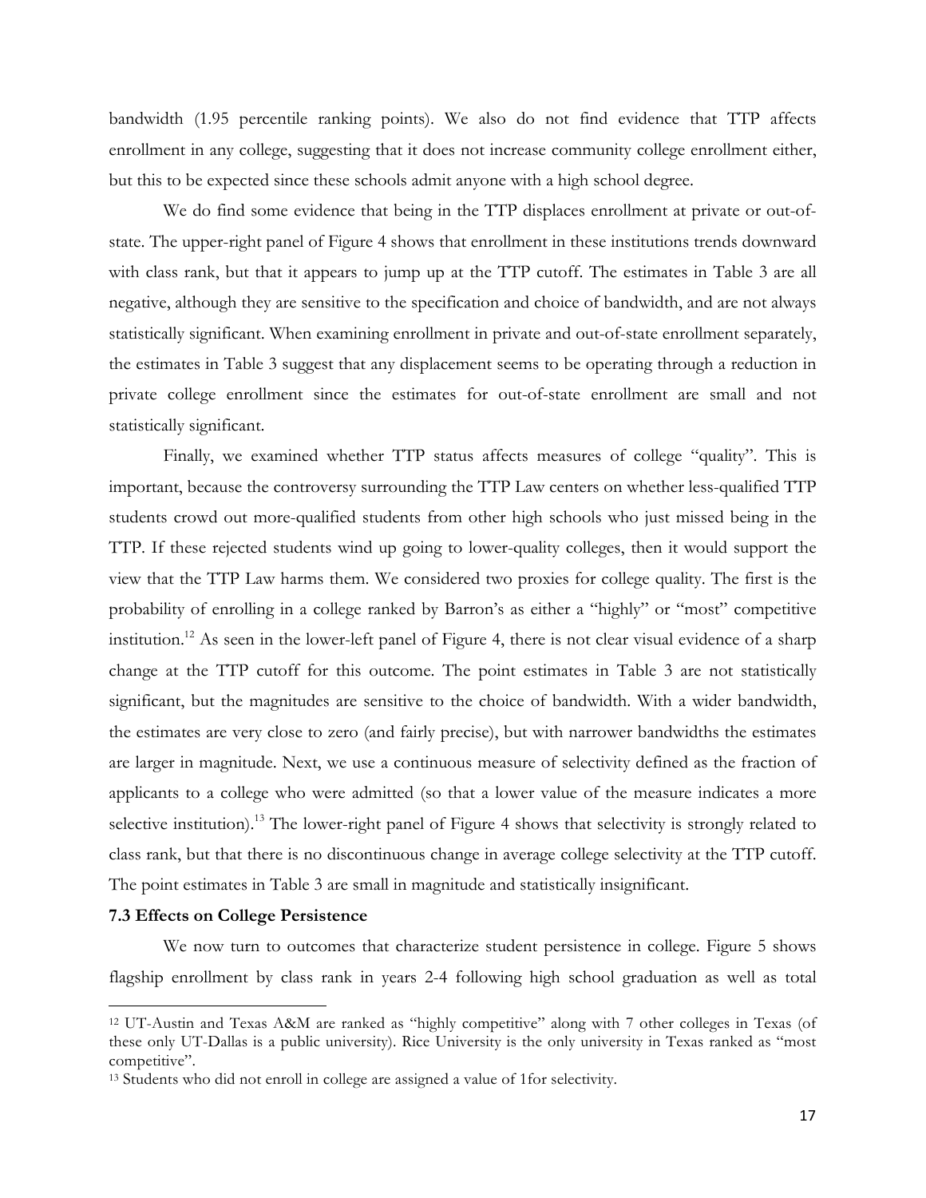bandwidth (1.95 percentile ranking points). We also do not find evidence that TTP affects enrollment in any college, suggesting that it does not increase community college enrollment either, but this to be expected since these schools admit anyone with a high school degree.

We do find some evidence that being in the TTP displaces enrollment at private or out-of-state. The upper-right panel of Figure 4 shows that enrollment in these institutions trends downward with class rank, but that it appears to jump up at the TTP cutoff. The estimates in Table 3 are all negative, although they are sensitive to the specification and choice of bandwidth, and are not always statistically significant. When examining enrollment in private and out-of-state enrollment separately, the estimates in Table 3 suggest that any displacement seems to be operating through a reduction in private college enrollment since the estimates for out-of-state enrollment are small and not statistically significant.

Finally, we examined whether TTP status affects measures of college "quality". This is important, because the controversy surrounding the TTP Law centers on whether less-qualified TTP students crowd out more-qualified students from other high schools who just missed being in the TTP. If these rejected students wind up going to lower-quality colleges, then it would support the view that the TTP Law harms them. We considered two proxies for college quality. The first is the probability of enrolling in a college ranked by Barron's as either a "highly" or "most" competitive institution.[12] As seen in the lower-left panel of Figure 4, there is not clear visual evidence of a sharp change at the TTP cutoff for this outcome. The point estimates in Table 3 are not statistically significant, but the magnitudes are sensitive to the choice of bandwidth. With a wider bandwidth, the estimates are very close to zero (and fairly precise), but with narrower bandwidths the estimates are larger in magnitude. Next, we use a continuous measure of selectivity defined as the fraction of applicants to a college who were admitted (so that a lower value of the measure indicates a more selective institution).[13] The lower-right panel of Figure 4 shows that selectivity is strongly related to class rank, but that there is no discontinuous change in average college selectivity at the TTP cutoff. The point estimates in Table 3 are small in magnitude and statistically insignificant.

### 7.3 Effects on College Persistence

We now turn to outcomes that characterize student persistence in college. Figure 5 shows flagship enrollment by class rank in years 2-4 following high school graduation as well as total

---

[12] UT-Austin and Texas A&M are ranked as "highly competitive" along with 7 other colleges in Texas (of these only UT-Dallas is a public university). Rice University is the only university in Texas ranked as "most competitive".

[13] Students who did not enroll in college are assigned a value of 1for selectivity.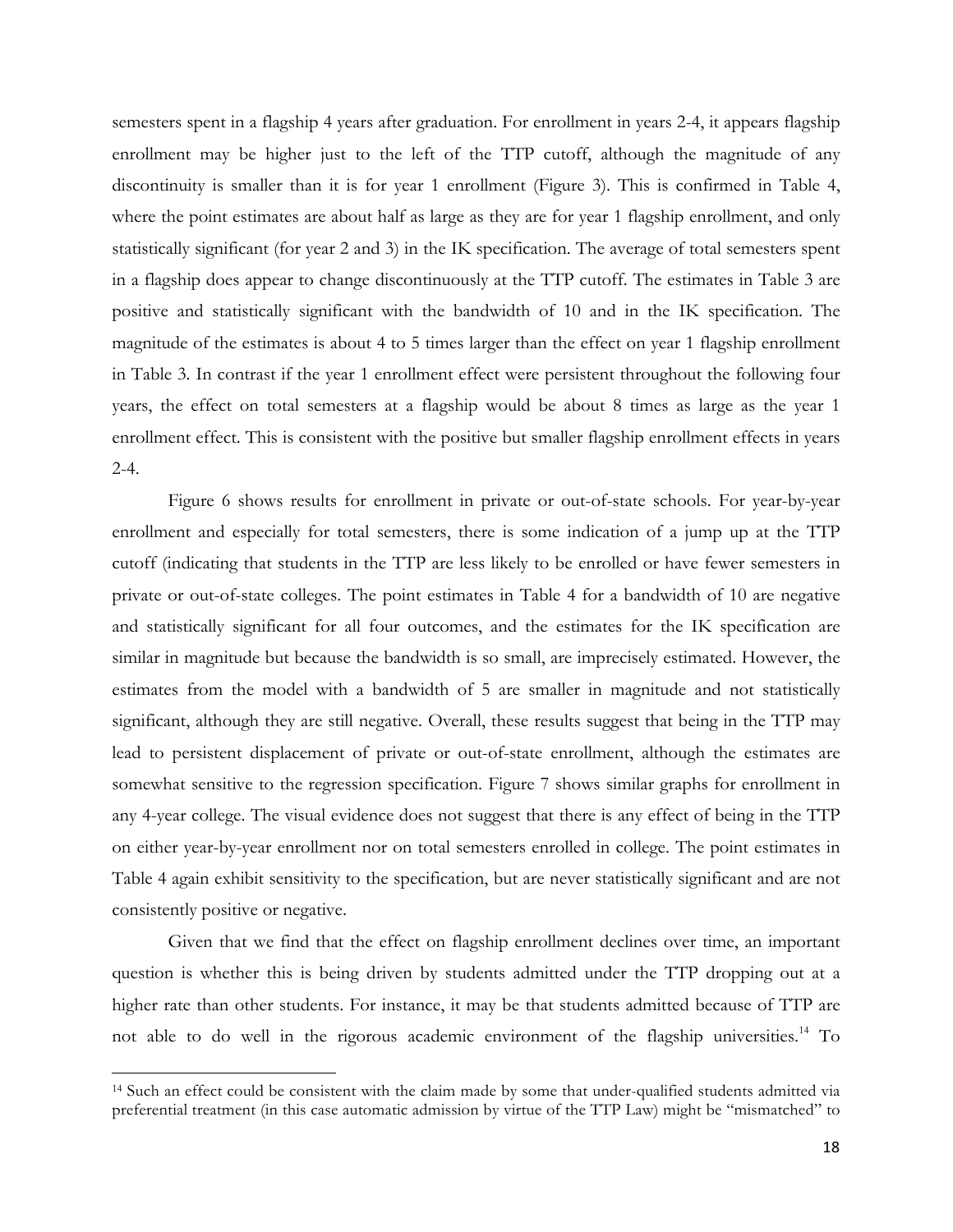semesters spent in a flagship 4 years after graduation. For enrollment in years 2-4, it appears flagship enrollment may be higher just to the left of the TTP cutoff, although the magnitude of any discontinuity is smaller than it is for year 1 enrollment (Figure 3). This is confirmed in Table 4, where the point estimates are about half as large as they are for year 1 flagship enrollment, and only statistically significant (for year 2 and 3) in the IK specification. The average of total semesters spent in a flagship does appear to change discontinuously at the TTP cutoff. The estimates in Table 3 are positive and statistically significant with the bandwidth of 10 and in the IK specification. The magnitude of the estimates is about 4 to 5 times larger than the effect on year 1 flagship enrollment in Table 3. In contrast if the year 1 enrollment effect were persistent throughout the following four years, the effect on total semesters at a flagship would be about 8 times as large as the year 1 enrollment effect. This is consistent with the positive but smaller flagship enrollment effects in years 2-4.

Figure 6 shows results for enrollment in private or out-of-state schools. For year-by-year enrollment and especially for total semesters, there is some indication of a jump up at the TTP cutoff (indicating that students in the TTP are less likely to be enrolled or have fewer semesters in private or out-of-state colleges. The point estimates in Table 4 for a bandwidth of 10 are negative and statistically significant for all four outcomes, and the estimates for the IK specification are similar in magnitude but because the bandwidth is so small, are imprecisely estimated. However, the estimates from the model with a bandwidth of 5 are smaller in magnitude and not statistically significant, although they are still negative. Overall, these results suggest that being in the TTP may lead to persistent displacement of private or out-of-state enrollment, although the estimates are somewhat sensitive to the regression specification. Figure 7 shows similar graphs for enrollment in any 4-year college. The visual evidence does not suggest that there is any effect of being in the TTP on either year-by-year enrollment nor on total semesters enrolled in college. The point estimates in Table 4 again exhibit sensitivity to the specification, but are never statistically significant and are not consistently positive or negative.

Given that we find that the effect on flagship enrollment declines over time, an important question is whether this is being driven by students admitted under the TTP dropping out at a higher rate than other students. For instance, it may be that students admitted because of TTP are not able to do well in the rigorous academic environment of the flagship universities.[14] To

[14] Such an effect could be consistent with the claim made by some that under-qualified students admitted via preferential treatment (in this case automatic admission by virtue of the TTP Law) might be "mismatched" to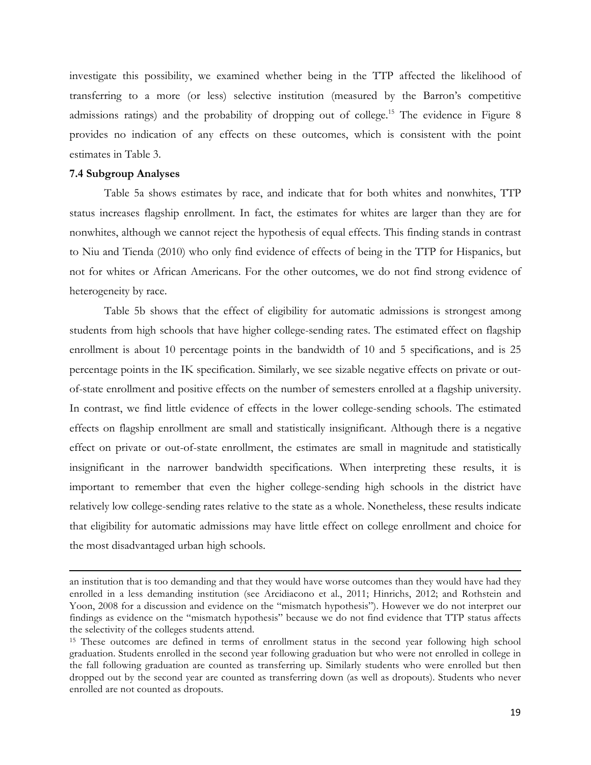investigate this possibility, we examined whether being in the TTP affected the likelihood of transferring to a more (or less) selective institution (measured by the Barron's competitive admissions ratings) and the probability of dropping out of college.[15] The evidence in Figure 8 provides no indication of any effects on these outcomes, which is consistent with the point estimates in Table 3.

### 7.4 Subgroup Analyses

Table 5a shows estimates by race, and indicate that for both whites and nonwhites, TTP status increases flagship enrollment. In fact, the estimates for whites are larger than they are for nonwhites, although we cannot reject the hypothesis of equal effects. This finding stands in contrast to Niu and Tienda (2010) who only find evidence of effects of being in the TTP for Hispanics, but not for whites or African Americans. For the other outcomes, we do not find strong evidence of heterogeneity by race.

Table 5b shows that the effect of eligibility for automatic admissions is strongest among students from high schools that have higher college-sending rates. The estimated effect on flagship enrollment is about 10 percentage points in the bandwidth of 10 and 5 specifications, and is 25 percentage points in the IK specification. Similarly, we see sizable negative effects on private or out-of-state enrollment and positive effects on the number of semesters enrolled at a flagship university. In contrast, we find little evidence of effects in the lower college-sending schools. The estimated effects on flagship enrollment are small and statistically insignificant. Although there is a negative effect on private or out-of-state enrollment, the estimates are small in magnitude and statistically insignificant in the narrower bandwidth specifications. When interpreting these results, it is important to remember that even the higher college-sending high schools in the district have relatively low college-sending rates relative to the state as a whole. Nonetheless, these results indicate that eligibility for automatic admissions may have little effect on college enrollment and choice for the most disadvantaged urban high schools.

---

an institution that is too demanding and that they would have worse outcomes than they would have had they enrolled in a less demanding institution (see Arcidiacono et al., 2011; Hinrichs, 2012; and Rothstein and Yoon, 2008 for a discussion and evidence on the "mismatch hypothesis"). However we do not interpret our findings as evidence on the "mismatch hypothesis" because we do not find evidence that TTP status affects the selectivity of the colleges students attend.

[15] These outcomes are defined in terms of enrollment status in the second year following high school graduation. Students enrolled in the second year following graduation but who were not enrolled in college in the fall following graduation are counted as transferring up. Similarly students who were enrolled but then dropped out by the second year are counted as transferring down (as well as dropouts). Students who never enrolled are not counted as dropouts.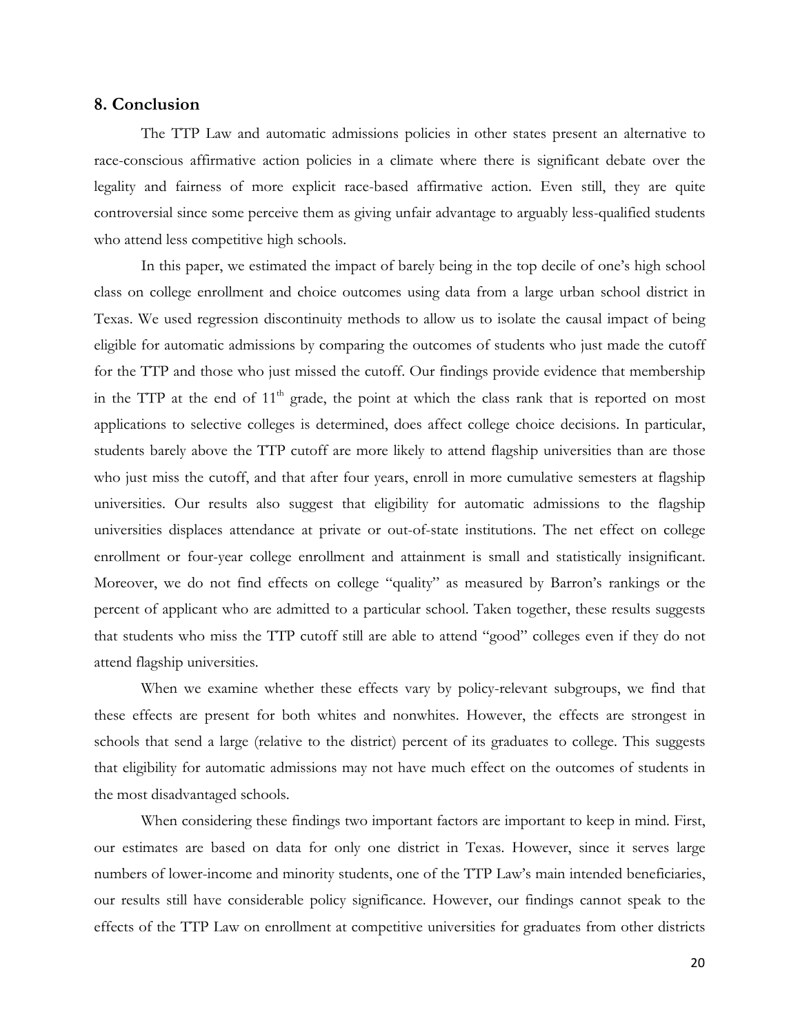## 8. Conclusion

The TTP Law and automatic admissions policies in other states present an alternative to race-conscious affirmative action policies in a climate where there is significant debate over the legality and fairness of more explicit race-based affirmative action. Even still, they are quite controversial since some perceive them as giving unfair advantage to arguably less-qualified students who attend less competitive high schools.

In this paper, we estimated the impact of barely being in the top decile of one's high school class on college enrollment and choice outcomes using data from a large urban school district in Texas. We used regression discontinuity methods to allow us to isolate the causal impact of being eligible for automatic admissions by comparing the outcomes of students who just made the cutoff for the TTP and those who just missed the cutoff. Our findings provide evidence that membership in the TTP at the end of 11th grade, the point at which the class rank that is reported on most applications to selective colleges is determined, does affect college choice decisions. In particular, students barely above the TTP cutoff are more likely to attend flagship universities than are those who just miss the cutoff, and that after four years, enroll in more cumulative semesters at flagship universities. Our results also suggest that eligibility for automatic admissions to the flagship universities displaces attendance at private or out-of-state institutions. The net effect on college enrollment or four-year college enrollment and attainment is small and statistically insignificant. Moreover, we do not find effects on college "quality" as measured by Barron's rankings or the percent of applicant who are admitted to a particular school. Taken together, these results suggests that students who miss the TTP cutoff still are able to attend "good" colleges even if they do not attend flagship universities.

When we examine whether these effects vary by policy-relevant subgroups, we find that these effects are present for both whites and nonwhites. However, the effects are strongest in schools that send a large (relative to the district) percent of its graduates to college. This suggests that eligibility for automatic admissions may not have much effect on the outcomes of students in the most disadvantaged schools.

When considering these findings two important factors are important to keep in mind. First, our estimates are based on data for only one district in Texas. However, since it serves large numbers of lower-income and minority students, one of the TTP Law's main intended beneficiaries, our results still have considerable policy significance. However, our findings cannot speak to the effects of the TTP Law on enrollment at competitive universities for graduates from other districts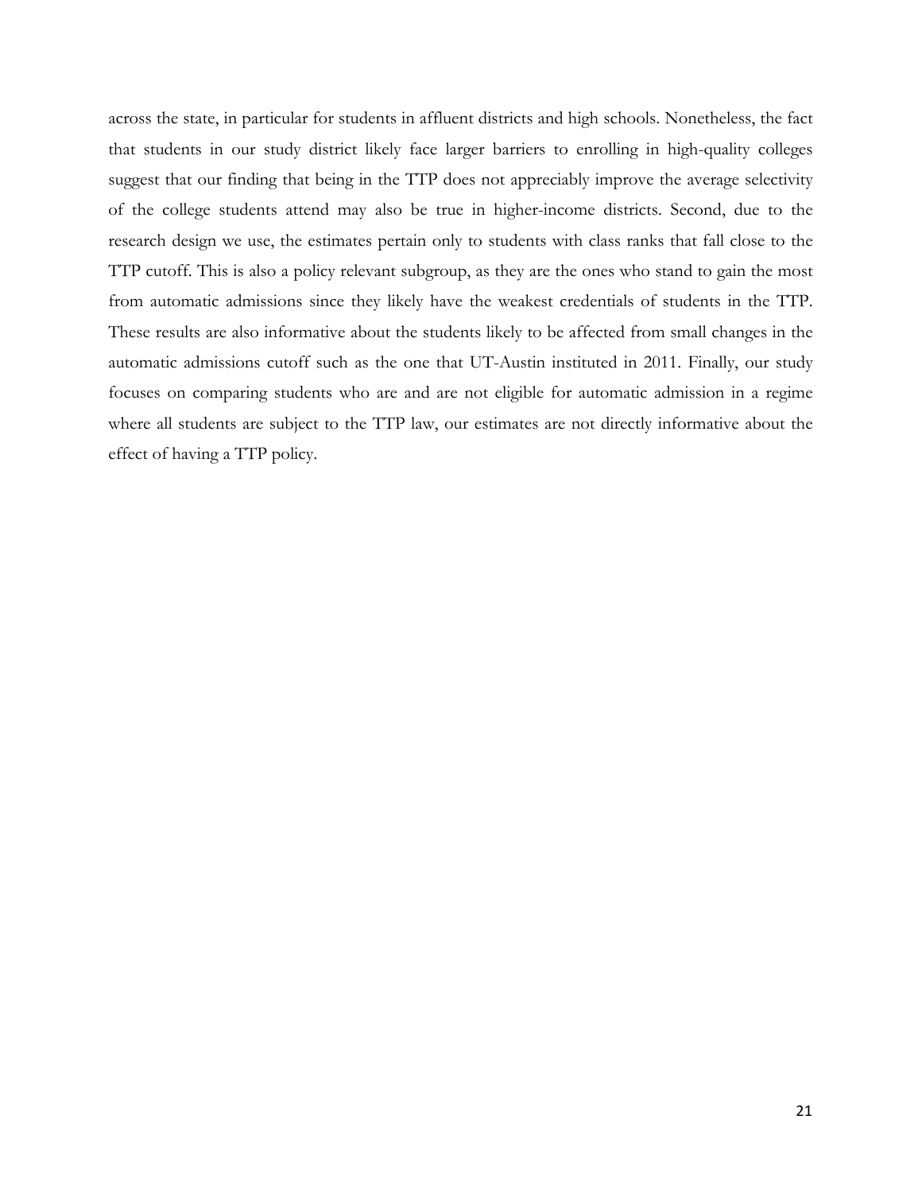across the state, in particular for students in affluent districts and high schools. Nonetheless, the fact that students in our study district likely face larger barriers to enrolling in high-quality colleges suggest that our finding that being in the TTP does not appreciably improve the average selectivity of the college students attend may also be true in higher-income districts. Second, due to the research design we use, the estimates pertain only to students with class ranks that fall close to the TTP cutoff. This is also a policy relevant subgroup, as they are the ones who stand to gain the most from automatic admissions since they likely have the weakest credentials of students in the TTP. These results are also informative about the students likely to be affected from small changes in the automatic admissions cutoff such as the one that UT-Austin instituted in 2011. Finally, our study focuses on comparing students who are and are not eligible for automatic admission in a regime where all students are subject to the TTP law, our estimates are not directly informative about the effect of having a TTP policy.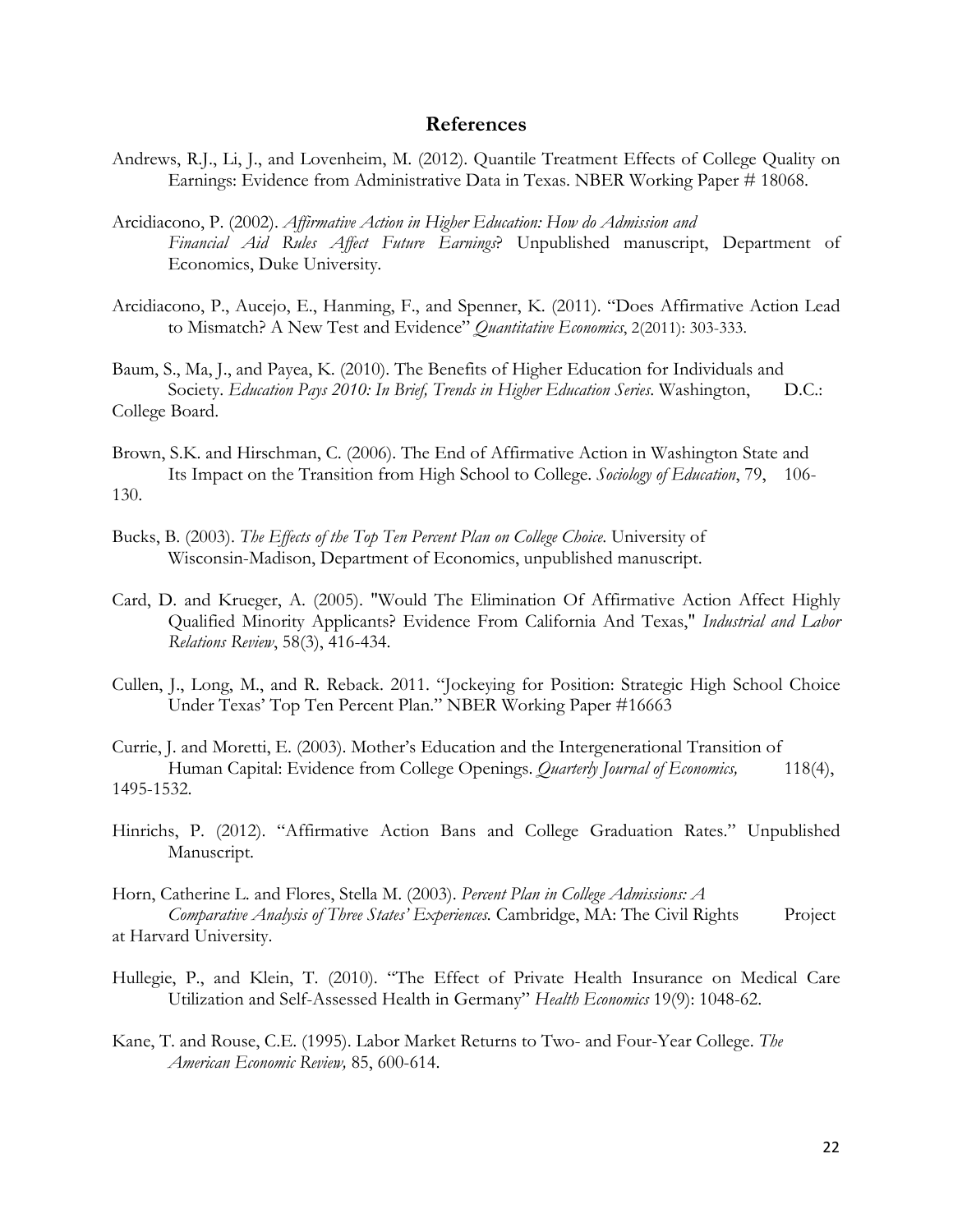## References

Andrews, R.J., Li, J., and Lovenheim, M. (2012). Quantile Treatment Effects of College Quality on Earnings: Evidence from Administrative Data in Texas. NBER Working Paper # 18068.

Arcidiacono, P. (2002). *Affirmative Action in Higher Education: How do Admission and Financial Aid Rules Affect Future Earnings*? Unpublished manuscript, Department of Economics, Duke University.

Arcidiacono, P., Aucejo, E., Hanming, F., and Spenner, K. (2011). "Does Affirmative Action Lead to Mismatch? A New Test and Evidence" *Quantitative Economics*, 2(2011): 303-333.

Baum, S., Ma, J., and Payea, K. (2010). The Benefits of Higher Education for Individuals and Society. *Education Pays 2010: In Brief, Trends in Higher Education Series*. Washington, D.C.: College Board.

Brown, S.K. and Hirschman, C. (2006). The End of Affirmative Action in Washington State and Its Impact on the Transition from High School to College. *Sociology of Education*, 79, 106-130.

Bucks, B. (2003). *The Effects of the Top Ten Percent Plan on College Choice*. University of Wisconsin-Madison, Department of Economics, unpublished manuscript.

Card, D. and Krueger, A. (2005). "Would The Elimination Of Affirmative Action Affect Highly Qualified Minority Applicants? Evidence From California And Texas," *Industrial and Labor Relations Review*, 58(3), 416-434.

Cullen, J., Long, M., and R. Reback. 2011. "Jockeying for Position: Strategic High School Choice Under Texas' Top Ten Percent Plan." NBER Working Paper #16663

Currie, J. and Moretti, E. (2003). Mother's Education and the Intergenerational Transition of Human Capital: Evidence from College Openings. *Quarterly Journal of Economics,* 118(4), 1495-1532.

Hinrichs, P. (2012). "Affirmative Action Bans and College Graduation Rates." Unpublished Manuscript.

Horn, Catherine L. and Flores, Stella M. (2003). *Percent Plan in College Admissions: A Comparative Analysis of Three States' Experiences.* Cambridge, MA: The Civil Rights Project at Harvard University.

Hullegie, P., and Klein, T. (2010). "The Effect of Private Health Insurance on Medical Care Utilization and Self-Assessed Health in Germany" *Health Economics* 19(9): 1048-62.

Kane, T. and Rouse, C.E. (1995). Labor Market Returns to Two- and Four-Year College. *The American Economic Review,* 85, 600-614.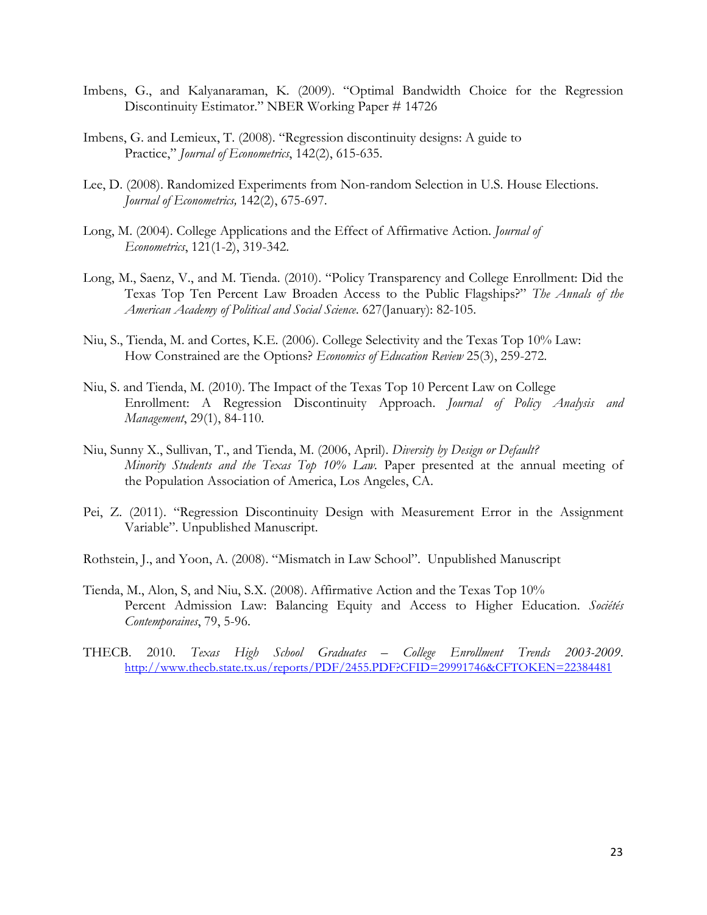Imbens, G., and Kalyanaraman, K. (2009). "Optimal Bandwidth Choice for the Regression Discontinuity Estimator." NBER Working Paper # 14726

Imbens, G. and Lemieux, T. (2008). "Regression discontinuity designs: A guide to Practice," *Journal of Econometrics*, 142(2), 615-635.

Lee, D. (2008). Randomized Experiments from Non-random Selection in U.S. House Elections. *Journal of Econometrics,* 142(2), 675-697.

Long, M. (2004). College Applications and the Effect of Affirmative Action. *Journal of Econometrics*, 121(1-2), 319-342.

Long, M., Saenz, V., and M. Tienda. (2010). "Policy Transparency and College Enrollment: Did the Texas Top Ten Percent Law Broaden Access to the Public Flagships?" *The Annals of the American Academy of Political and Social Science*. 627(January): 82-105.

Niu, S., Tienda, M. and Cortes, K.E. (2006). College Selectivity and the Texas Top 10% Law: How Constrained are the Options? *Economics of Education Review* 25(3), 259-272.

Niu, S. and Tienda, M. (2010). The Impact of the Texas Top 10 Percent Law on College Enrollment: A Regression Discontinuity Approach. *Journal of Policy Analysis and Management*, 29(1), 84-110.

Niu, Sunny X., Sullivan, T., and Tienda, M. (2006, April). *Diversity by Design or Default? Minority Students and the Texas Top 10% Law.* Paper presented at the annual meeting of the Population Association of America, Los Angeles, CA.

Pei, Z. (2011). "Regression Discontinuity Design with Measurement Error in the Assignment Variable". Unpublished Manuscript.

Rothstein, J., and Yoon, A. (2008). "Mismatch in Law School". Unpublished Manuscript

Tienda, M., Alon, S, and Niu, S.X. (2008). Affirmative Action and the Texas Top 10% Percent Admission Law: Balancing Equity and Access to Higher Education. *Sociétés Contemporaines*, 79, 5-96.

THECB. 2010. *Texas High School Graduates – College Enrollment Trends 2003-2009*. http://www.thecb.state.tx.us/reports/PDF/2455.PDF?CFID=29991746&CFTOKEN=22384481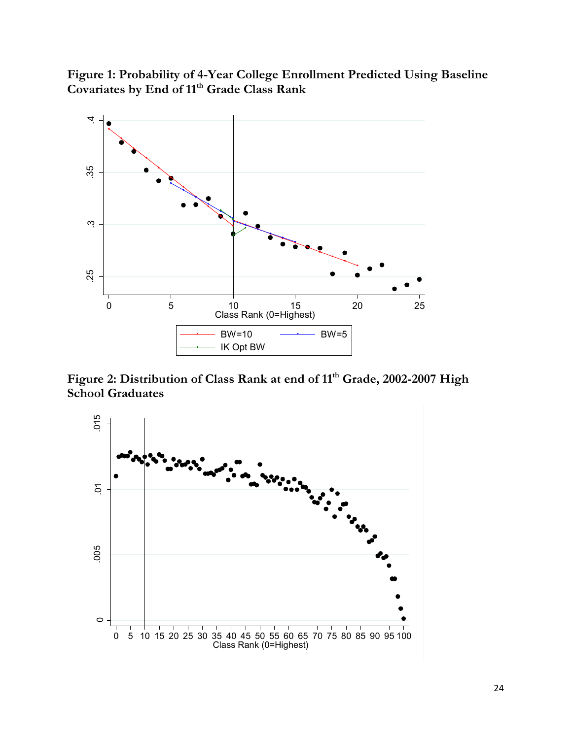**Figure 1: Probability of 4-Year College Enrollment Predicted Using Baseline Covariates by End of 11th Grade Class Rank**

**Figure 2: Distribution of Class Rank at end of 11th Grade, 2002-2007 High School Graduates**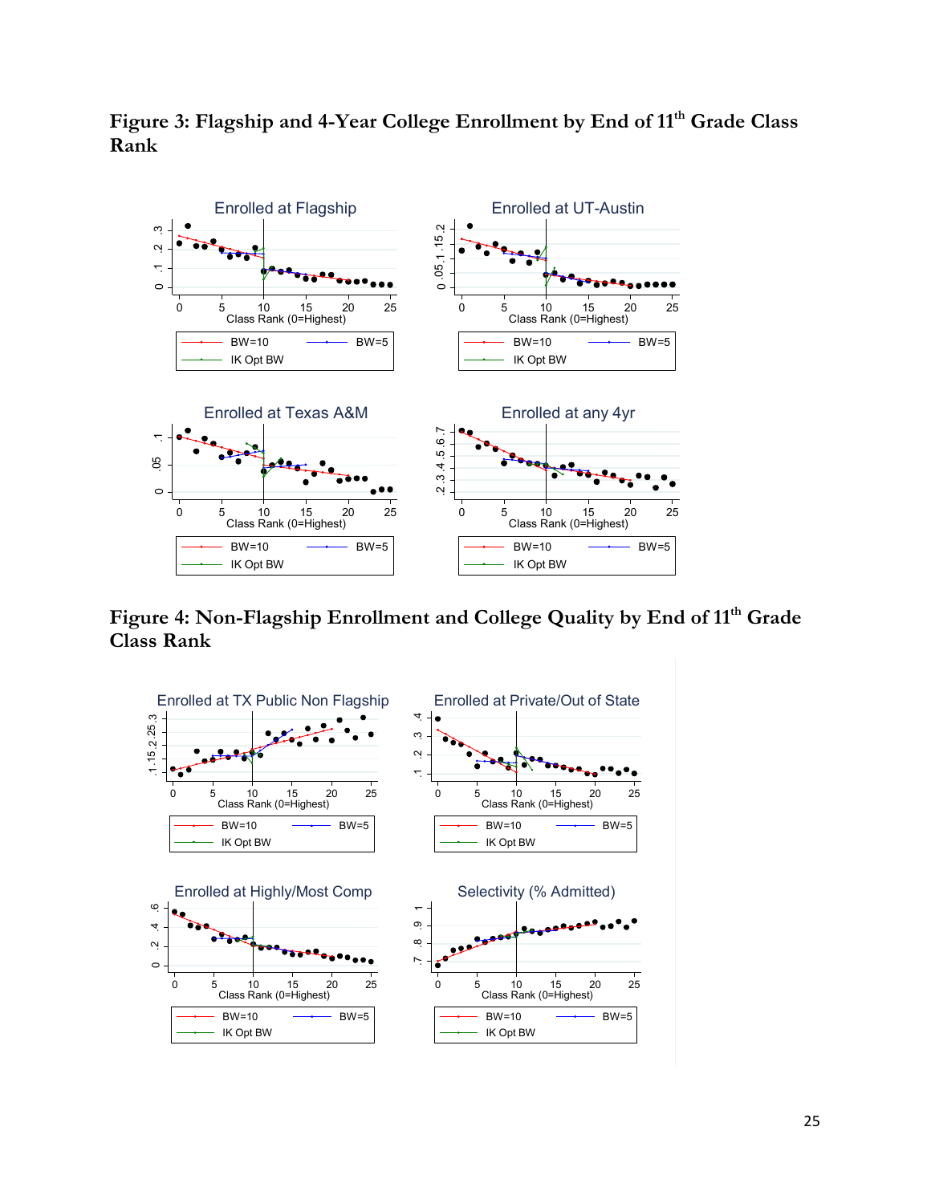# Figure 3: Flagship and 4-Year College Enrollment by End of 11th Grade Class Rank

# Figure 4: Non-Flagship Enrollment and College Quality by End of 11th Grade Class Rank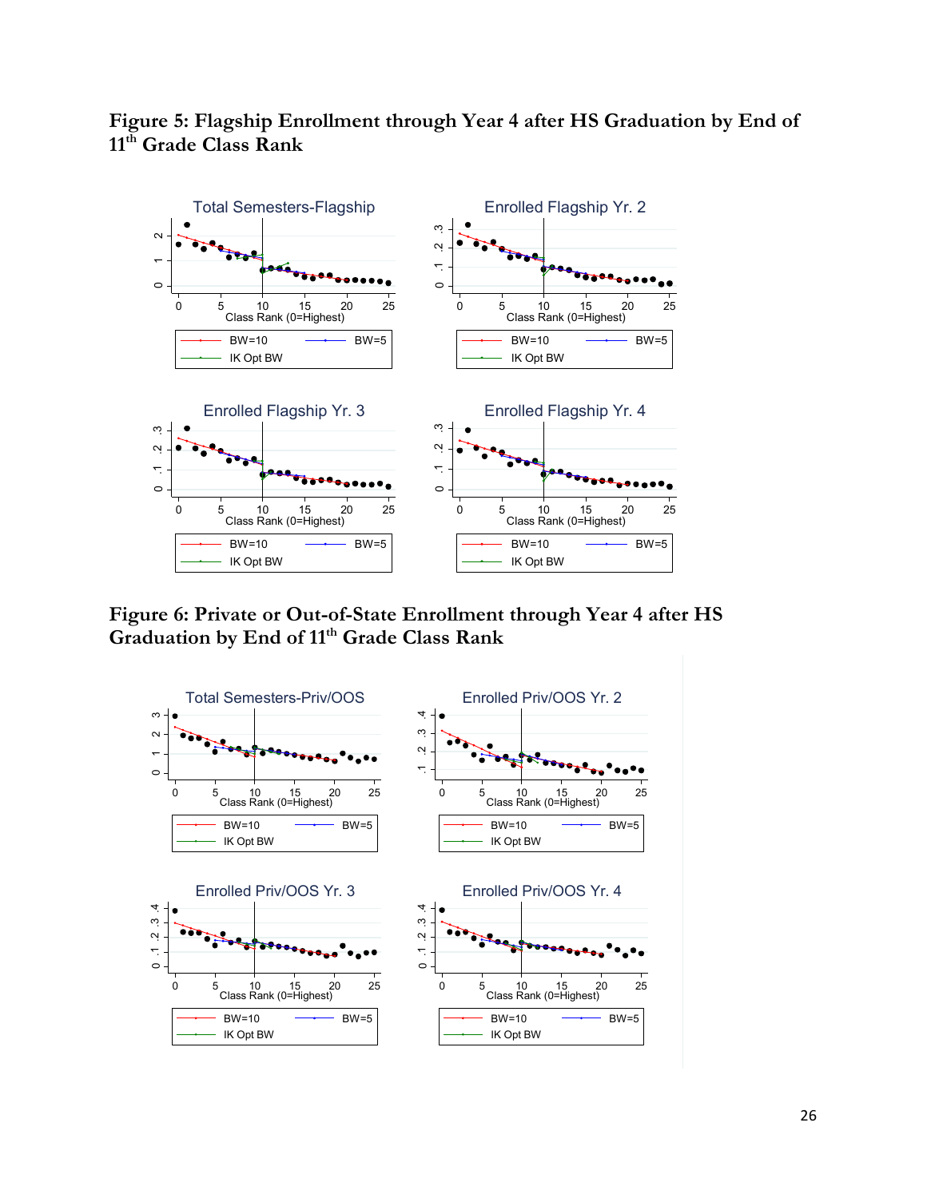# Figure 5: Flagship Enrollment through Year 4 after HS Graduation by End of 11th Grade Class Rank

# Figure 6: Private or Out-of-State Enrollment through Year 4 after HS Graduation by End of 11th Grade Class Rank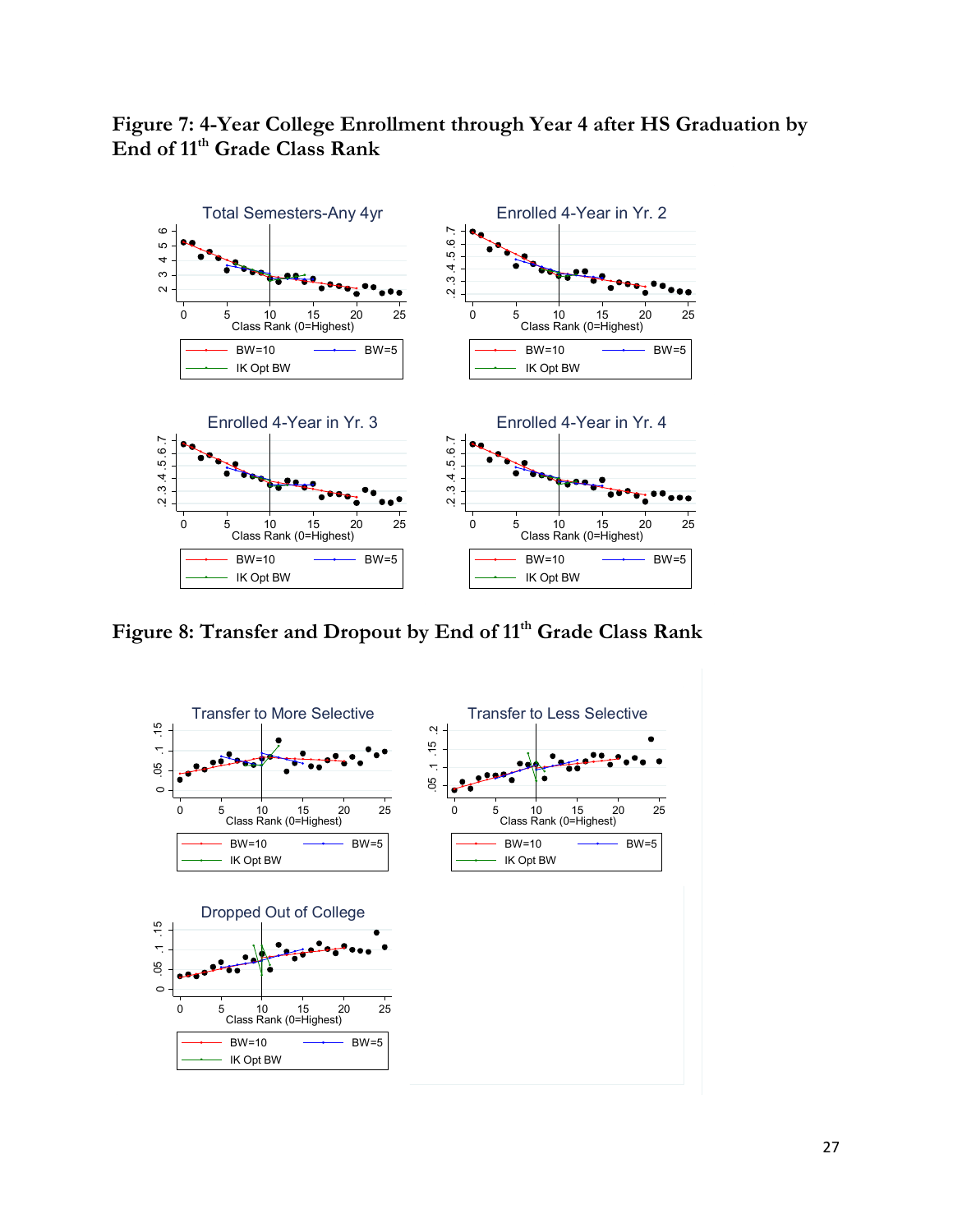**Figure 7: 4-Year College Enrollment through Year 4 after HS Graduation by End of 11th Grade Class Rank**

**Figure 8: Transfer and Dropout by End of 11th Grade Class Rank**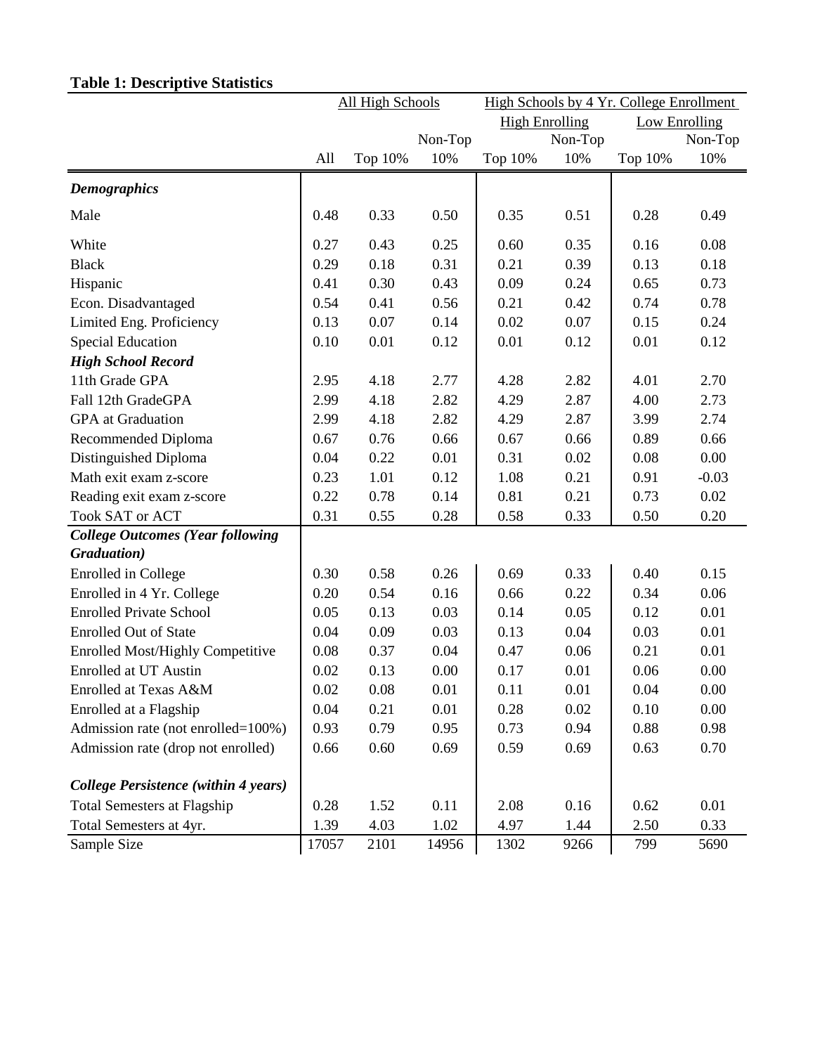**Table 1: Descriptive Statistics**

| | All High Schools | | | High Schools by 4 Yr. College Enrollment | | | |
|---|---|---|---|---|---|---|---|
| | | | | High Enrolling | | Low Enrolling | |
| | All | Top 10% | Non-Top 10% | Top 10% | Non-Top 10% | Top 10% | Non-Top 10% |
| ***Demographics*** | | | | | | | |
| Male | 0.48 | 0.33 | 0.50 | 0.35 | 0.51 | 0.28 | 0.49 |
| White | 0.27 | 0.43 | 0.25 | 0.60 | 0.35 | 0.16 | 0.08 |
| Black | 0.29 | 0.18 | 0.31 | 0.21 | 0.39 | 0.13 | 0.18 |
| Hispanic | 0.41 | 0.30 | 0.43 | 0.09 | 0.24 | 0.65 | 0.73 |
| Econ. Disadvantaged | 0.54 | 0.41 | 0.56 | 0.21 | 0.42 | 0.74 | 0.78 |
| Limited Eng. Proficiency | 0.13 | 0.07 | 0.14 | 0.02 | 0.07 | 0.15 | 0.24 |
| Special Education | 0.10 | 0.01 | 0.12 | 0.01 | 0.12 | 0.01 | 0.12 |
| ***High School Record*** | | | | | | | |
| 11th Grade GPA | 2.95 | 4.18 | 2.77 | 4.28 | 2.82 | 4.01 | 2.70 |
| Fall 12th GradeGPA | 2.99 | 4.18 | 2.82 | 4.29 | 2.87 | 4.00 | 2.73 |
| GPA at Graduation | 2.99 | 4.18 | 2.82 | 4.29 | 2.87 | 3.99 | 2.74 |
| Recommended Diploma | 0.67 | 0.76 | 0.66 | 0.67 | 0.66 | 0.89 | 0.66 |
| Distinguished Diploma | 0.04 | 0.22 | 0.01 | 0.31 | 0.02 | 0.08 | 0.00 |
| Math exit exam z-score | 0.23 | 1.01 | 0.12 | 1.08 | 0.21 | 0.91 | -0.03 |
| Reading exit exam z-score | 0.22 | 0.78 | 0.14 | 0.81 | 0.21 | 0.73 | 0.02 |
| Took SAT or ACT | 0.31 | 0.55 | 0.28 | 0.58 | 0.33 | 0.50 | 0.20 |
| ***College Outcomes (Year following Graduation)*** | | | | | | | |
| Enrolled in College | 0.30 | 0.58 | 0.26 | 0.69 | 0.33 | 0.40 | 0.15 |
| Enrolled in 4 Yr. College | 0.20 | 0.54 | 0.16 | 0.66 | 0.22 | 0.34 | 0.06 |
| Enrolled Private School | 0.05 | 0.13 | 0.03 | 0.14 | 0.05 | 0.12 | 0.01 |
| Enrolled Out of State | 0.04 | 0.09 | 0.03 | 0.13 | 0.04 | 0.03 | 0.01 |
| Enrolled Most/Highly Competitive | 0.08 | 0.37 | 0.04 | 0.47 | 0.06 | 0.21 | 0.01 |
| Enrolled at UT Austin | 0.02 | 0.13 | 0.00 | 0.17 | 0.01 | 0.06 | 0.00 |
| Enrolled at Texas A&M | 0.02 | 0.08 | 0.01 | 0.11 | 0.01 | 0.04 | 0.00 |
| Enrolled at a Flagship | 0.04 | 0.21 | 0.01 | 0.28 | 0.02 | 0.10 | 0.00 |
| Admission rate (not enrolled=100%) | 0.93 | 0.79 | 0.95 | 0.73 | 0.94 | 0.88 | 0.98 |
| Admission rate (drop not enrolled) | 0.66 | 0.60 | 0.69 | 0.59 | 0.69 | 0.63 | 0.70 |
| ***College Persistence (within 4 years)*** | | | | | | | |
| Total Semesters at Flagship | 0.28 | 1.52 | 0.11 | 2.08 | 0.16 | 0.62 | 0.01 |
| Total Semesters at 4yr. | 1.39 | 4.03 | 1.02 | 4.97 | 1.44 | 2.50 | 0.33 |
| Sample Size | 17057 | 2101 | 14956 | 1302 | 9266 | 799 | 5690 |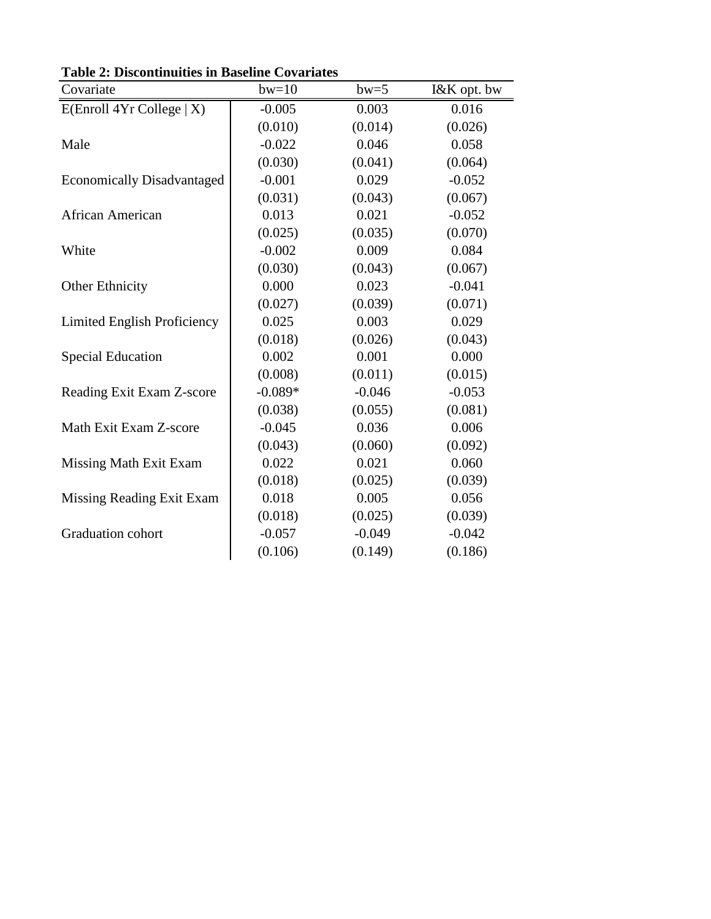**Table 2: Discontinuities in Baseline Covariates**

| Covariate | bw=10 | bw=5 | I&K opt. bw |
|---|---|---|---|
| E(Enroll 4Yr College \| X) | -0.005 | 0.003 | 0.016 |
| | (0.010) | (0.014) | (0.026) |
| Male | -0.022 | 0.046 | 0.058 |
| | (0.030) | (0.041) | (0.064) |
| Economically Disadvantaged | -0.001 | 0.029 | -0.052 |
| | (0.031) | (0.043) | (0.067) |
| African American | 0.013 | 0.021 | -0.052 |
| | (0.025) | (0.035) | (0.070) |
| White | -0.002 | 0.009 | 0.084 |
| | (0.030) | (0.043) | (0.067) |
| Other Ethnicity | 0.000 | 0.023 | -0.041 |
| | (0.027) | (0.039) | (0.071) |
| Limited English Proficiency | 0.025 | 0.003 | 0.029 |
| | (0.018) | (0.026) | (0.043) |
| Special Education | 0.002 | 0.001 | 0.000 |
| | (0.008) | (0.011) | (0.015) |
| Reading Exit Exam Z-score | -0.089* | -0.046 | -0.053 |
| | (0.038) | (0.055) | (0.081) |
| Math Exit Exam Z-score | -0.045 | 0.036 | 0.006 |
| | (0.043) | (0.060) | (0.092) |
| Missing Math Exit Exam | 0.022 | 0.021 | 0.060 |
| | (0.018) | (0.025) | (0.039) |
| Missing Reading Exit Exam | 0.018 | 0.005 | 0.056 |
| | (0.018) | (0.025) | (0.039) |
| Graduation cohort | -0.057 | -0.049 | -0.042 |
| | (0.106) | (0.149) | (0.186) |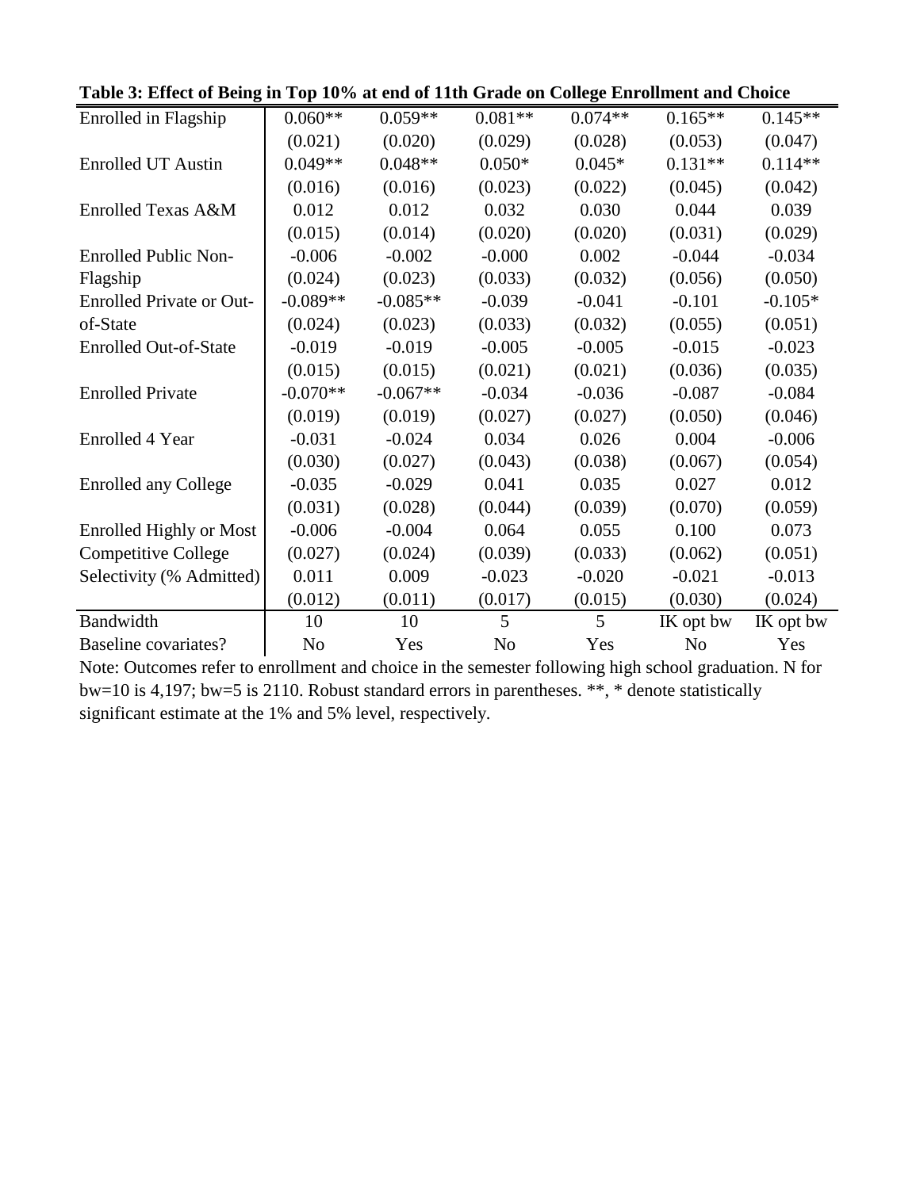**Table 3: Effect of Being in Top 10% at end of 11th Grade on College Enrollment and Choice**

| | | | | | | |
|---|---|---|---|---|---|---|
| Enrolled in Flagship | 0.060** | 0.059** | 0.081** | 0.074** | 0.165** | 0.145** |
| | (0.021) | (0.020) | (0.029) | (0.028) | (0.053) | (0.047) |
| Enrolled UT Austin | 0.049** | 0.048** | 0.050* | 0.045* | 0.131** | 0.114** |
| | (0.016) | (0.016) | (0.023) | (0.022) | (0.045) | (0.042) |
| Enrolled Texas A&M | 0.012 | 0.012 | 0.032 | 0.030 | 0.044 | 0.039 |
| | (0.015) | (0.014) | (0.020) | (0.020) | (0.031) | (0.029) |
| Enrolled Public Non-Flagship | -0.006 | -0.002 | -0.000 | 0.002 | -0.044 | -0.034 |
| | (0.024) | (0.023) | (0.033) | (0.032) | (0.056) | (0.050) |
| Enrolled Private or Out-of-State | -0.089** | -0.085** | -0.039 | -0.041 | -0.101 | -0.105* |
| | (0.024) | (0.023) | (0.033) | (0.032) | (0.055) | (0.051) |
| Enrolled Out-of-State | -0.019 | -0.019 | -0.005 | -0.005 | -0.015 | -0.023 |
| | (0.015) | (0.015) | (0.021) | (0.021) | (0.036) | (0.035) |
| Enrolled Private | -0.070** | -0.067** | -0.034 | -0.036 | -0.087 | -0.084 |
| | (0.019) | (0.019) | (0.027) | (0.027) | (0.050) | (0.046) |
| Enrolled 4 Year | -0.031 | -0.024 | 0.034 | 0.026 | 0.004 | -0.006 |
| | (0.030) | (0.027) | (0.043) | (0.038) | (0.067) | (0.054) |
| Enrolled any College | -0.035 | -0.029 | 0.041 | 0.035 | 0.027 | 0.012 |
| | (0.031) | (0.028) | (0.044) | (0.039) | (0.070) | (0.059) |
| Enrolled Highly or Most Competitive College | -0.006 | -0.004 | 0.064 | 0.055 | 0.100 | 0.073 |
| | (0.027) | (0.024) | (0.039) | (0.033) | (0.062) | (0.051) |
| Selectivity (% Admitted) | 0.011 | 0.009 | -0.023 | -0.020 | -0.021 | -0.013 |
| | (0.012) | (0.011) | (0.017) | (0.015) | (0.030) | (0.024) |
| Bandwidth | 10 | 10 | 5 | 5 | IK opt bw | IK opt bw |
| Baseline covariates? | No | Yes | No | Yes | No | Yes |

Note: Outcomes refer to enrollment and choice in the semester following high school graduation. N for bw=10 is 4,197; bw=5 is 2110. Robust standard errors in parentheses. **, * denote statistically significant estimate at the 1% and 5% level, respectively.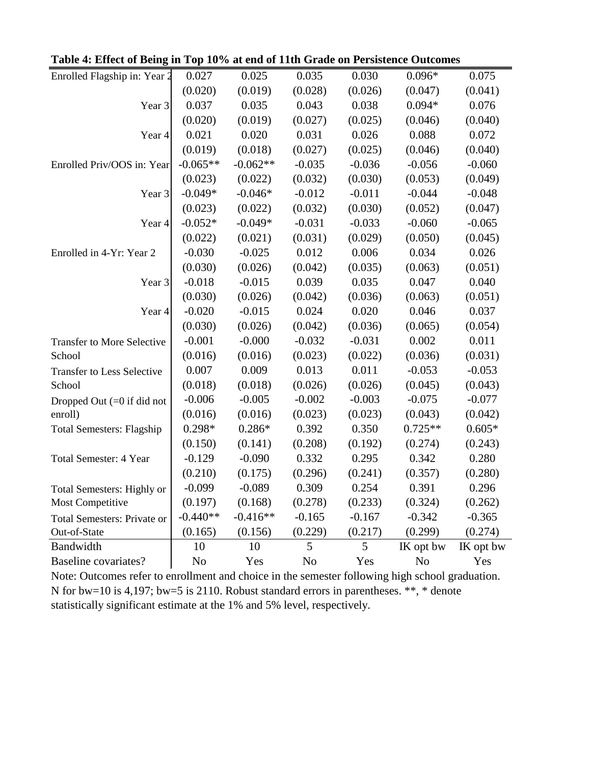**Table 4: Effect of Being in Top 10% at end of 11th Grade on Persistence Outcomes**

| | | | | | | |
|---|---|---|---|---|---|---|
| Enrolled Flagship in: Year 2 | 0.027 | 0.025 | 0.035 | 0.030 | 0.096* | 0.075 |
| | (0.020) | (0.019) | (0.028) | (0.026) | (0.047) | (0.041) |
| Year 3 | 0.037 | 0.035 | 0.043 | 0.038 | 0.094* | 0.076 |
| | (0.020) | (0.019) | (0.027) | (0.025) | (0.046) | (0.040) |
| Year 4 | 0.021 | 0.020 | 0.031 | 0.026 | 0.088 | 0.072 |
| | (0.019) | (0.018) | (0.027) | (0.025) | (0.046) | (0.040) |
| Enrolled Priv/OOS in: Year | -0.065** | -0.062** | -0.035 | -0.036 | -0.056 | -0.060 |
| | (0.023) | (0.022) | (0.032) | (0.030) | (0.053) | (0.049) |
| Year 3 | -0.049* | -0.046* | -0.012 | -0.011 | -0.044 | -0.048 |
| | (0.023) | (0.022) | (0.032) | (0.030) | (0.052) | (0.047) |
| Year 4 | -0.052* | -0.049* | -0.031 | -0.033 | -0.060 | -0.065 |
| | (0.022) | (0.021) | (0.031) | (0.029) | (0.050) | (0.045) |
| Enrolled in 4-Yr: Year 2 | -0.030 | -0.025 | 0.012 | 0.006 | 0.034 | 0.026 |
| | (0.030) | (0.026) | (0.042) | (0.035) | (0.063) | (0.051) |
| Year 3 | -0.018 | -0.015 | 0.039 | 0.035 | 0.047 | 0.040 |
| | (0.030) | (0.026) | (0.042) | (0.036) | (0.063) | (0.051) |
| Year 4 | -0.020 | -0.015 | 0.024 | 0.020 | 0.046 | 0.037 |
| | (0.030) | (0.026) | (0.042) | (0.036) | (0.065) | (0.054) |
| Transfer to More Selective School | -0.001 | -0.000 | -0.032 | -0.031 | 0.002 | 0.011 |
| | (0.016) | (0.016) | (0.023) | (0.022) | (0.036) | (0.031) |
| Transfer to Less Selective School | 0.007 | 0.009 | 0.013 | 0.011 | -0.053 | -0.053 |
| | (0.018) | (0.018) | (0.026) | (0.026) | (0.045) | (0.043) |
| Dropped Out (=0 if did not enroll) | -0.006 | -0.005 | -0.002 | -0.003 | -0.075 | -0.077 |
| | (0.016) | (0.016) | (0.023) | (0.023) | (0.043) | (0.042) |
| Total Semesters: Flagship | 0.298* | 0.286* | 0.392 | 0.350 | 0.725** | 0.605* |
| | (0.150) | (0.141) | (0.208) | (0.192) | (0.274) | (0.243) |
| Total Semester: 4 Year | -0.129 | -0.090 | 0.332 | 0.295 | 0.342 | 0.280 |
| | (0.210) | (0.175) | (0.296) | (0.241) | (0.357) | (0.280) |
| Total Semesters: Highly or Most Competitive | -0.099 | -0.089 | 0.309 | 0.254 | 0.391 | 0.296 |
| | (0.197) | (0.168) | (0.278) | (0.233) | (0.324) | (0.262) |
| Total Semesters: Private or Out-of-State | -0.440** | -0.416** | -0.165 | -0.167 | -0.342 | -0.365 |
| | (0.165) | (0.156) | (0.229) | (0.217) | (0.299) | (0.274) |
| Bandwidth | 10 | 10 | 5 | 5 | IK opt bw | IK opt bw |
| Baseline covariates? | No | Yes | No | Yes | No | Yes |

Note: Outcomes refer to enrollment and choice in the semester following high school graduation. N for bw=10 is 4,197; bw=5 is 2110. Robust standard errors in parentheses. **, * denote statistically significant estimate at the 1% and 5% level, respectively.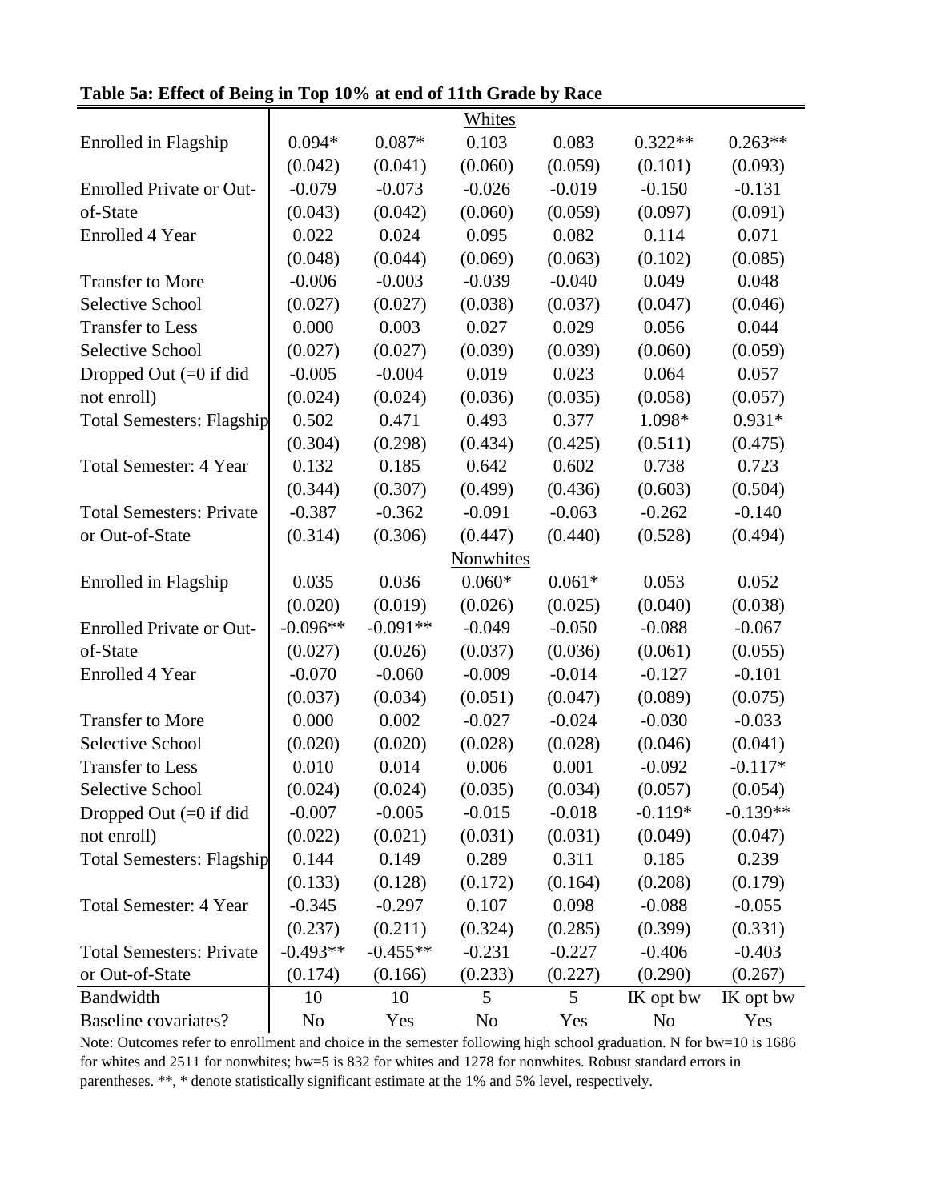**Table 5a: Effect of Being in Top 10% at end of 11th Grade by Race**

| | | | Whites | | | |
|---|---|---|---|---|---|---|
| Enrolled in Flagship | 0.094* | 0.087* | 0.103 | 0.083 | 0.322** | 0.263** |
| | (0.042) | (0.041) | (0.060) | (0.059) | (0.101) | (0.093) |
| Enrolled Private or Out-of-State | -0.079 | -0.073 | -0.026 | -0.019 | -0.150 | -0.131 |
| | (0.043) | (0.042) | (0.060) | (0.059) | (0.097) | (0.091) |
| Enrolled 4 Year | 0.022 | 0.024 | 0.095 | 0.082 | 0.114 | 0.071 |
| | (0.048) | (0.044) | (0.069) | (0.063) | (0.102) | (0.085) |
| Transfer to More Selective School | -0.006 | -0.003 | -0.039 | -0.040 | 0.049 | 0.048 |
| | (0.027) | (0.027) | (0.038) | (0.037) | (0.047) | (0.046) |
| Transfer to Less Selective School | 0.000 | 0.003 | 0.027 | 0.029 | 0.056 | 0.044 |
| | (0.027) | (0.027) | (0.039) | (0.039) | (0.060) | (0.059) |
| Dropped Out (=0 if did not enroll) | -0.005 | -0.004 | 0.019 | 0.023 | 0.064 | 0.057 |
| | (0.024) | (0.024) | (0.036) | (0.035) | (0.058) | (0.057) |
| Total Semesters: Flagship | 0.502 | 0.471 | 0.493 | 0.377 | 1.098* | 0.931* |
| | (0.304) | (0.298) | (0.434) | (0.425) | (0.511) | (0.475) |
| Total Semester: 4 Year | 0.132 | 0.185 | 0.642 | 0.602 | 0.738 | 0.723 |
| | (0.344) | (0.307) | (0.499) | (0.436) | (0.603) | (0.504) |
| Total Semesters: Private or Out-of-State | -0.387 | -0.362 | -0.091 | -0.063 | -0.262 | -0.140 |
| | (0.314) | (0.306) | (0.447) | (0.440) | (0.528) | (0.494) |
| | | | Nonwhites | | | |
| Enrolled in Flagship | 0.035 | 0.036 | 0.060* | 0.061* | 0.053 | 0.052 |
| | (0.020) | (0.019) | (0.026) | (0.025) | (0.040) | (0.038) |
| Enrolled Private or Out-of-State | -0.096** | -0.091** | -0.049 | -0.050 | -0.088 | -0.067 |
| | (0.027) | (0.026) | (0.037) | (0.036) | (0.061) | (0.055) |
| Enrolled 4 Year | -0.070 | -0.060 | -0.009 | -0.014 | -0.127 | -0.101 |
| | (0.037) | (0.034) | (0.051) | (0.047) | (0.089) | (0.075) |
| Transfer to More Selective School | 0.000 | 0.002 | -0.027 | -0.024 | -0.030 | -0.033 |
| | (0.020) | (0.020) | (0.028) | (0.028) | (0.046) | (0.041) |
| Transfer to Less Selective School | 0.010 | 0.014 | 0.006 | 0.001 | -0.092 | -0.117* |
| | (0.024) | (0.024) | (0.035) | (0.034) | (0.057) | (0.054) |
| Dropped Out (=0 if did not enroll) | -0.007 | -0.005 | -0.015 | -0.018 | -0.119* | -0.139** |
| | (0.022) | (0.021) | (0.031) | (0.031) | (0.049) | (0.047) |
| Total Semesters: Flagship | 0.144 | 0.149 | 0.289 | 0.311 | 0.185 | 0.239 |
| | (0.133) | (0.128) | (0.172) | (0.164) | (0.208) | (0.179) |
| Total Semester: 4 Year | -0.345 | -0.297 | 0.107 | 0.098 | -0.088 | -0.055 |
| | (0.237) | (0.211) | (0.324) | (0.285) | (0.399) | (0.331) |
| Total Semesters: Private or Out-of-State | -0.493** | -0.455** | -0.231 | -0.227 | -0.406 | -0.403 |
| | (0.174) | (0.166) | (0.233) | (0.227) | (0.290) | (0.267) |
| Bandwidth | 10 | 10 | 5 | 5 | IK opt bw | IK opt bw |
| Baseline covariates? | No | Yes | No | Yes | No | Yes |

Note: Outcomes refer to enrollment and choice in the semester following high school graduation. N for bw=10 is 1686 for whites and 2511 for nonwhites; bw=5 is 832 for whites and 1278 for nonwhites. Robust standard errors in parentheses. **, * denote statistically significant estimate at the 1% and 5% level, respectively.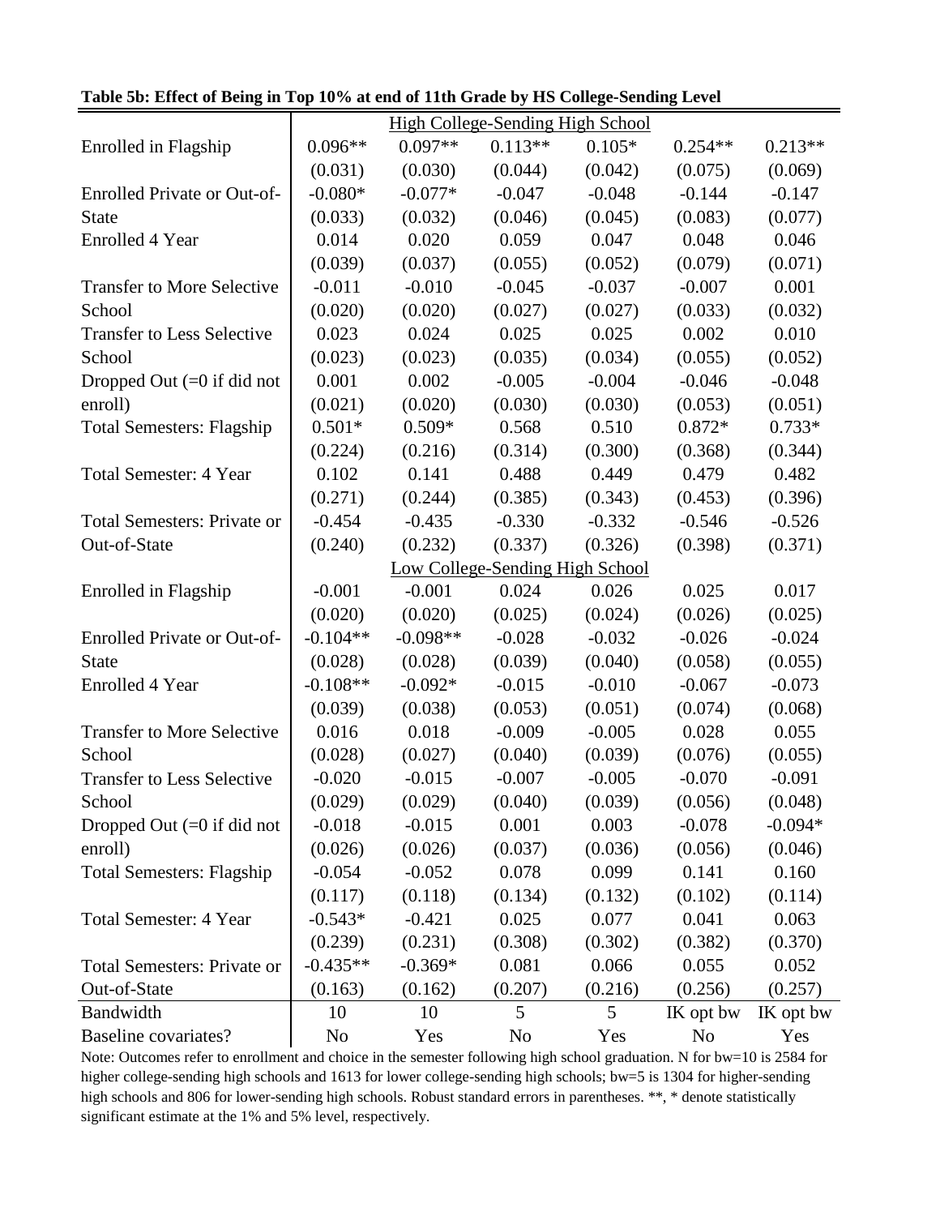**Table 5b: Effect of Being in Top 10% at end of 11th Grade by HS College-Sending Level**

| | | | | | | |
|---|---|---|---|---|---|---|
| | High College-Sending High School | | | | | |
| Enrolled in Flagship | 0.096** | 0.097** | 0.113** | 0.105* | 0.254** | 0.213** |
| | (0.031) | (0.030) | (0.044) | (0.042) | (0.075) | (0.069) |
| Enrolled Private or Out-of-State | -0.080* | -0.077* | -0.047 | -0.048 | -0.144 | -0.147 |
| | (0.033) | (0.032) | (0.046) | (0.045) | (0.083) | (0.077) |
| Enrolled 4 Year | 0.014 | 0.020 | 0.059 | 0.047 | 0.048 | 0.046 |
| | (0.039) | (0.037) | (0.055) | (0.052) | (0.079) | (0.071) |
| Transfer to More Selective School | -0.011 | -0.010 | -0.045 | -0.037 | -0.007 | 0.001 |
| | (0.020) | (0.020) | (0.027) | (0.027) | (0.033) | (0.032) |
| Transfer to Less Selective School | 0.023 | 0.024 | 0.025 | 0.025 | 0.002 | 0.010 |
| | (0.023) | (0.023) | (0.035) | (0.034) | (0.055) | (0.052) |
| Dropped Out (=0 if did not enroll) | 0.001 | 0.002 | -0.005 | -0.004 | -0.046 | -0.048 |
| | (0.021) | (0.020) | (0.030) | (0.030) | (0.053) | (0.051) |
| Total Semesters: Flagship | 0.501* | 0.509* | 0.568 | 0.510 | 0.872* | 0.733* |
| | (0.224) | (0.216) | (0.314) | (0.300) | (0.368) | (0.344) |
| Total Semester: 4 Year | 0.102 | 0.141 | 0.488 | 0.449 | 0.479 | 0.482 |
| | (0.271) | (0.244) | (0.385) | (0.343) | (0.453) | (0.396) |
| Total Semesters: Private or Out-of-State | -0.454 | -0.435 | -0.330 | -0.332 | -0.546 | -0.526 |
| | (0.240) | (0.232) | (0.337) | (0.326) | (0.398) | (0.371) |
| | Low College-Sending High School | | | | | |
| Enrolled in Flagship | -0.001 | -0.001 | 0.024 | 0.026 | 0.025 | 0.017 |
| | (0.020) | (0.020) | (0.025) | (0.024) | (0.026) | (0.025) |
| Enrolled Private or Out-of-State | -0.104** | -0.098** | -0.028 | -0.032 | -0.026 | -0.024 |
| | (0.028) | (0.028) | (0.039) | (0.040) | (0.058) | (0.055) |
| Enrolled 4 Year | -0.108** | -0.092* | -0.015 | -0.010 | -0.067 | -0.073 |
| | (0.039) | (0.038) | (0.053) | (0.051) | (0.074) | (0.068) |
| Transfer to More Selective School | 0.016 | 0.018 | -0.009 | -0.005 | 0.028 | 0.055 |
| | (0.028) | (0.027) | (0.040) | (0.039) | (0.076) | (0.055) |
| Transfer to Less Selective School | -0.020 | -0.015 | -0.007 | -0.005 | -0.070 | -0.091 |
| | (0.029) | (0.029) | (0.040) | (0.039) | (0.056) | (0.048) |
| Dropped Out (=0 if did not enroll) | -0.018 | -0.015 | 0.001 | 0.003 | -0.078 | -0.094* |
| | (0.026) | (0.026) | (0.037) | (0.036) | (0.056) | (0.046) |
| Total Semesters: Flagship | -0.054 | -0.052 | 0.078 | 0.099 | 0.141 | 0.160 |
| | (0.117) | (0.118) | (0.134) | (0.132) | (0.102) | (0.114) |
| Total Semester: 4 Year | -0.543* | -0.421 | 0.025 | 0.077 | 0.041 | 0.063 |
| | (0.239) | (0.231) | (0.308) | (0.302) | (0.382) | (0.370) |
| Total Semesters: Private or Out-of-State | -0.435** | -0.369* | 0.081 | 0.066 | 0.055 | 0.052 |
| | (0.163) | (0.162) | (0.207) | (0.216) | (0.256) | (0.257) |
| Bandwidth | 10 | 10 | 5 | 5 | IK opt bw | IK opt bw |
| Baseline covariates? | No | Yes | No | Yes | No | Yes |

Note: Outcomes refer to enrollment and choice in the semester following high school graduation. N for bw=10 is 2584 for higher college-sending high schools and 1613 for lower college-sending high schools; bw=5 is 1304 for higher-sending high schools and 806 for lower-sending high schools. Robust standard errors in parentheses. **, * denote statistically significant estimate at the 1% and 5% level, respectively.